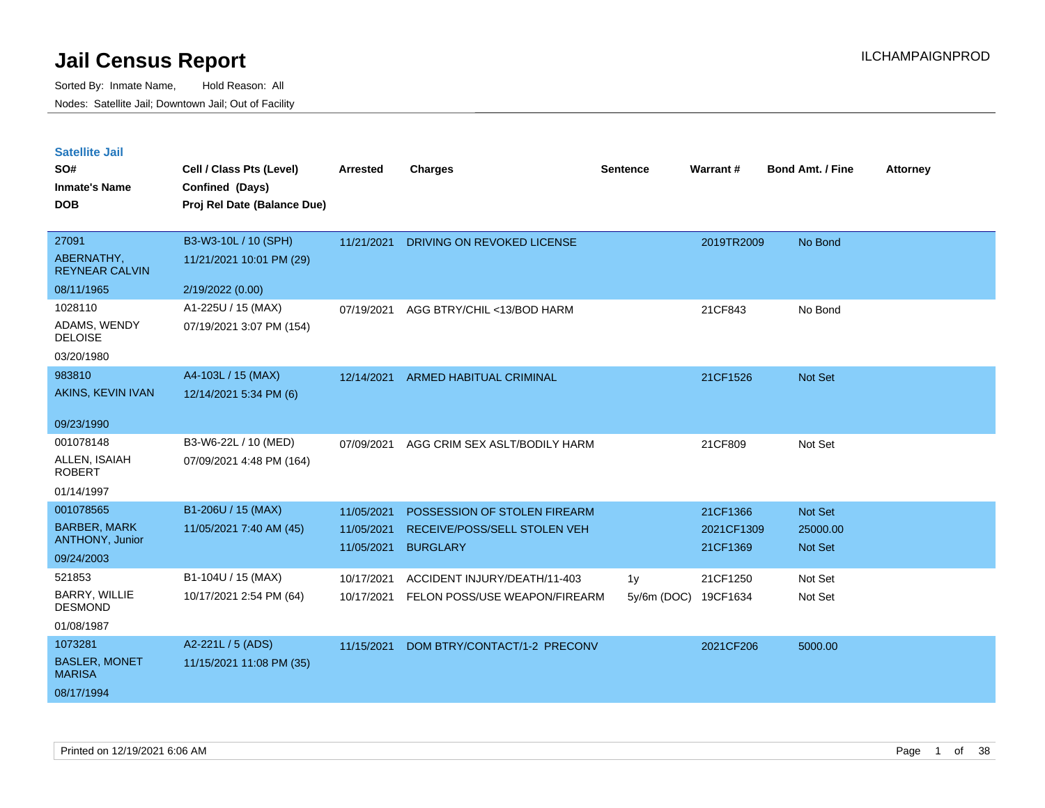# Jail Census Report

ILCHAMPAIGNPROD

Sorted By: Inmate Name, Hold Reason: All

Nodes: Satellite Jail; Downtown Jail; Out of Facility

## Satellite Jail

| SO# / Inmate's Name / DOB | Cell / Class Pts (Level) / Confined (Days) / Proj Rel Date (Balance Due) | Arrested | Charges | Sentence | Warrant # | Bond Amt. / Fine | Attorney |
|---|---|---|---|---|---|---|---|
| 27091<br>ABERNATHY, REYNEAR CALVIN<br>08/11/1965 | B3-W3-10L / 10 (SPH)<br>11/21/2021 10:01 PM (29)<br>2/19/2022 (0.00) | 11/21/2021 | DRIVING ON REVOKED LICENSE | | 2019TR2009 | No Bond | |
| 1028110<br>ADAMS, WENDY DELOISE<br>03/20/1980 | A1-225U / 15 (MAX)<br>07/19/2021 3:07 PM (154) | 07/19/2021 | AGG BTRY/CHIL <13/BOD HARM | | 21CF843 | No Bond | |
| 983810<br>AKINS, KEVIN IVAN<br>09/23/1990 | A4-103L / 15 (MAX)<br>12/14/2021 5:34 PM (6) | 12/14/2021 | ARMED HABITUAL CRIMINAL | | 21CF1526 | Not Set | |
| 001078148<br>ALLEN, ISAIAH ROBERT<br>01/14/1997 | B3-W6-22L / 10 (MED)<br>07/09/2021 4:48 PM (164) | 07/09/2021 | AGG CRIM SEX ASLT/BODILY HARM | | 21CF809 | Not Set | |
| 001078565<br>BARBER, MARK ANTHONY, Junior<br>09/24/2003 | B1-206U / 15 (MAX)<br>11/05/2021 7:40 AM (45) | 11/05/2021 | POSSESSION OF STOLEN FIREARM | | 21CF1366 | Not Set | |
| | | 11/05/2021 | RECEIVE/POSS/SELL STOLEN VEH | | 2021CF1309 | 25000.00 | |
| | | 11/05/2021 | BURGLARY | | 21CF1369 | Not Set | |
| 521853<br>BARRY, WILLIE DESMOND<br>01/08/1987 | B1-104U / 15 (MAX)<br>10/17/2021 2:54 PM (64) | 10/17/2021 | ACCIDENT INJURY/DEATH/11-403 | 1y | 21CF1250 | Not Set | |
| | | 10/17/2021 | FELON POSS/USE WEAPON/FIREARM | 5y/6m (DOC) | 19CF1634 | Not Set | |
| 1073281<br>BASLER, MONET MARISA<br>08/17/1994 | A2-221L / 5 (ADS)<br>11/15/2021 11:08 PM (35) | 11/15/2021 | DOM BTRY/CONTACT/1-2 PRECONV | | 2021CF206 | 5000.00 | |

Printed on 12/19/2021 6:06 AM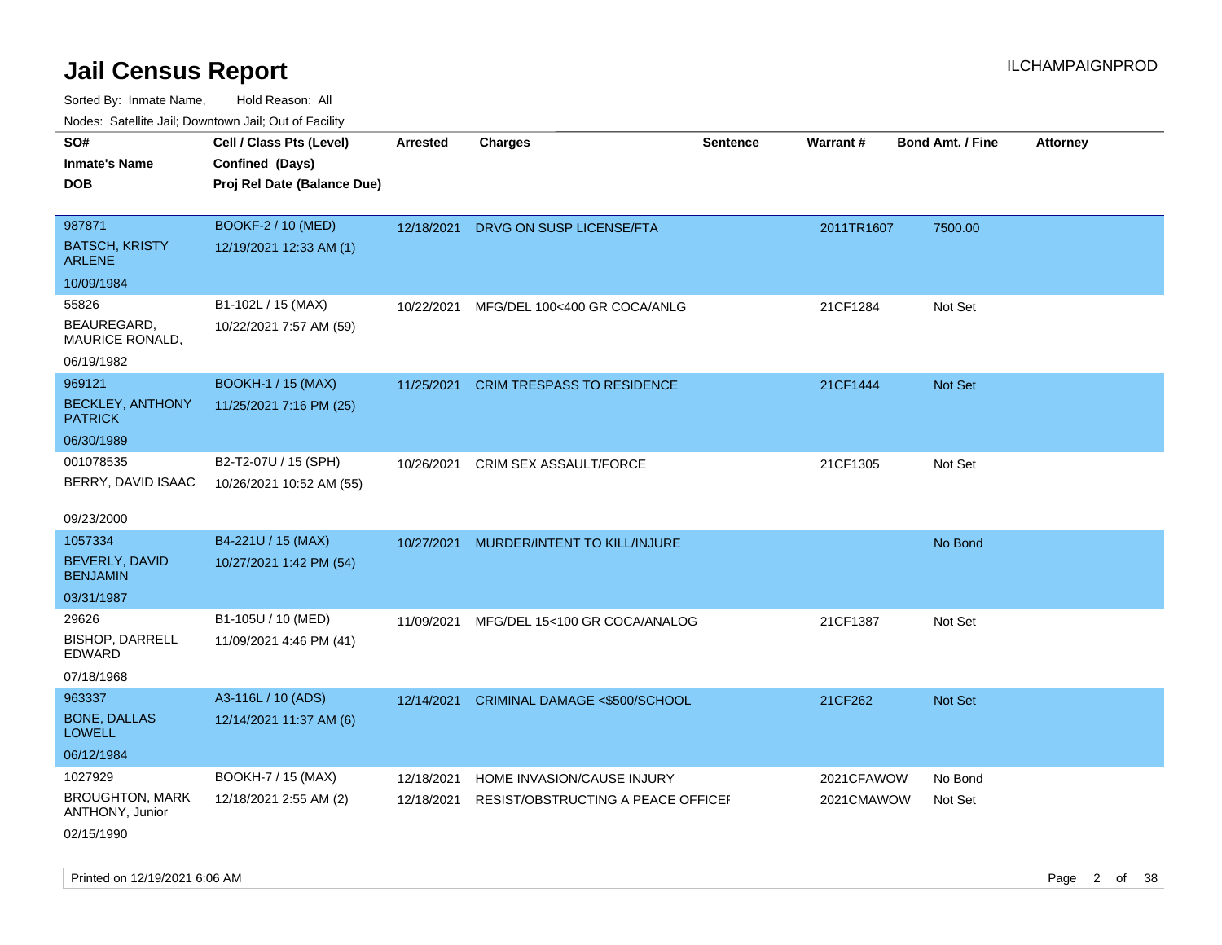# Jail Census Report

ILCHAMPAIGNPROD

Sorted By: Inmate Name, Hold Reason: All

Nodes: Satellite Jail; Downtown Jail; Out of Facility

| SO# / Inmate's Name / DOB | Cell / Class Pts (Level) / Confined (Days) / Proj Rel Date (Balance Due) | Arrested | Charges | Sentence | Warrant # | Bond Amt. / Fine | Attorney |
|---|---|---|---|---|---|---|---|
| 987871<br>BATSCH, KRISTY ARLENE<br>10/09/1984 | BOOKF-2 / 10 (MED)<br>12/19/2021 12:33 AM (1) | 12/18/2021 | DRVG ON SUSP LICENSE/FTA | | 2011TR1607 | 7500.00 | |
| 55826<br>BEAUREGARD, MAURICE RONALD,<br>06/19/1982 | B1-102L / 15 (MAX)<br>10/22/2021 7:57 AM (59) | 10/22/2021 | MFG/DEL 100<400 GR COCA/ANLG | | 21CF1284 | Not Set | |
| 969121<br>BECKLEY, ANTHONY PATRICK<br>06/30/1989 | BOOKH-1 / 15 (MAX)<br>11/25/2021 7:16 PM (25) | 11/25/2021 | CRIM TRESPASS TO RESIDENCE | | 21CF1444 | Not Set | |
| 001078535<br>BERRY, DAVID ISAAC<br>09/23/2000 | B2-T2-07U / 15 (SPH)<br>10/26/2021 10:52 AM (55) | 10/26/2021 | CRIM SEX ASSAULT/FORCE | | 21CF1305 | Not Set | |
| 1057334<br>BEVERLY, DAVID BENJAMIN<br>03/31/1987 | B4-221U / 15 (MAX)<br>10/27/2021 1:42 PM (54) | 10/27/2021 | MURDER/INTENT TO KILL/INJURE | | | No Bond | |
| 29626<br>BISHOP, DARRELL EDWARD<br>07/18/1968 | B1-105U / 10 (MED)<br>11/09/2021 4:46 PM (41) | 11/09/2021 | MFG/DEL 15<100 GR COCA/ANALOG | | 21CF1387 | Not Set | |
| 963337<br>BONE, DALLAS LOWELL<br>06/12/1984 | A3-116L / 10 (ADS)<br>12/14/2021 11:37 AM (6) | 12/14/2021 | CRIMINAL DAMAGE <$500/SCHOOL | | 21CF262 | Not Set | |
| 1027929<br>BROUGHTON, MARK ANTHONY, Junior<br>02/15/1990 | BOOKH-7 / 15 (MAX)<br>12/18/2021 2:55 AM (2) | 12/18/2021<br>12/18/2021 | HOME INVASION/CAUSE INJURY<br>RESIST/OBSTRUCTING A PEACE OFFICEI | | 2021CFAWOW<br>2021CMAWOW | No Bond<br>Not Set | |

Printed on 12/19/2021 6:06 AM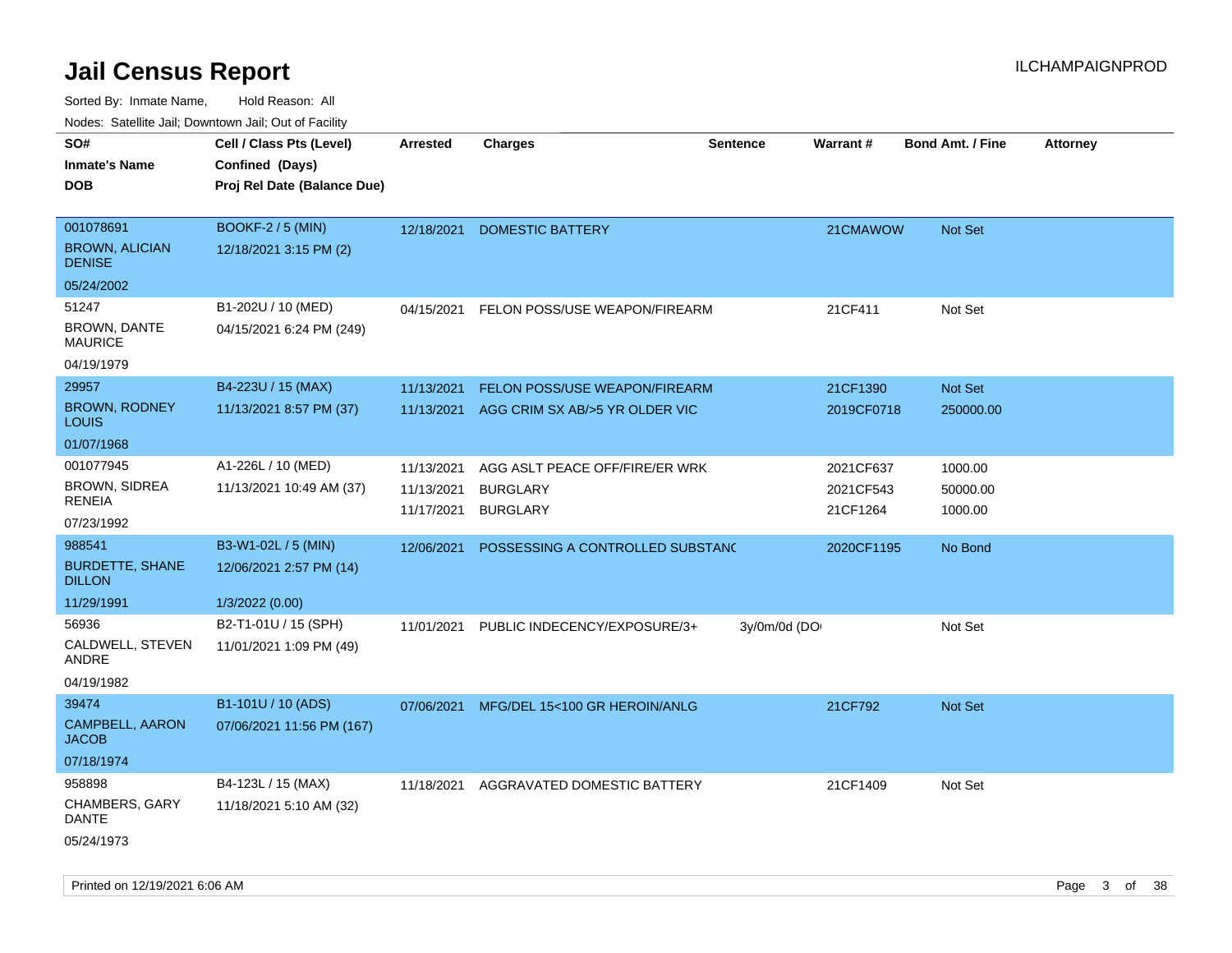# Jail Census Report

ILCHAMPAIGNPROD

Sorted By: Inmate Name, Hold Reason: All

Nodes: Satellite Jail; Downtown Jail; Out of Facility

| SO# / Inmate's Name / DOB | Cell / Class Pts (Level) / Confined (Days) / Proj Rel Date (Balance Due) | Arrested | Charges | Sentence | Warrant # | Bond Amt. / Fine | Attorney |
|---|---|---|---|---|---|---|---|
| 001078691<br>BROWN, ALICIAN DENISE<br>05/24/2002 | BOOKF-2 / 5 (MIN)<br>12/18/2021 3:15 PM (2) | 12/18/2021 | DOMESTIC BATTERY | | 21CMAWOW | Not Set | |
| 51247<br>BROWN, DANTE MAURICE<br>04/19/1979 | B1-202U / 10 (MED)<br>04/15/2021 6:24 PM (249) | 04/15/2021 | FELON POSS/USE WEAPON/FIREARM | | 21CF411 | Not Set | |
| 29957<br>BROWN, RODNEY LOUIS<br>01/07/1968 | B4-223U / 15 (MAX)<br>11/13/2021 8:57 PM (37) | 11/13/2021<br>11/13/2021 | FELON POSS/USE WEAPON/FIREARM<br>AGG CRIM SX AB/>5 YR OLDER VIC | | 21CF1390<br>2019CF0718 | Not Set<br>250000.00 | |
| 001077945<br>BROWN, SIDREA RENEIA<br>07/23/1992 | A1-226L / 10 (MED)<br>11/13/2021 10:49 AM (37) | 11/13/2021<br>11/13/2021<br>11/17/2021 | AGG ASLT PEACE OFF/FIRE/ER WRK<br>BURGLARY<br>BURGLARY | | 2021CF637<br>2021CF543<br>21CF1264 | 1000.00<br>50000.00<br>1000.00 | |
| 988541<br>BURDETTE, SHANE DILLON<br>11/29/1991 | B3-W1-02L / 5 (MIN)<br>12/06/2021 2:57 PM (14)<br>1/3/2022 (0.00) | 12/06/2021 | POSSESSING A CONTROLLED SUBSTANC | | 2020CF1195 | No Bond | |
| 56936<br>CALDWELL, STEVEN ANDRE<br>04/19/1982 | B2-T1-01U / 15 (SPH)<br>11/01/2021 1:09 PM (49) | 11/01/2021 | PUBLIC INDECENCY/EXPOSURE/3+ | 3y/0m/0d (DO | | Not Set | |
| 39474<br>CAMPBELL, AARON JACOB<br>07/18/1974 | B1-101U / 10 (ADS)<br>07/06/2021 11:56 PM (167) | 07/06/2021 | MFG/DEL 15<100 GR HEROIN/ANLG | | 21CF792 | Not Set | |
| 958898<br>CHAMBERS, GARY DANTE<br>05/24/1973 | B4-123L / 15 (MAX)<br>11/18/2021 5:10 AM (32) | 11/18/2021 | AGGRAVATED DOMESTIC BATTERY | | 21CF1409 | Not Set | |

Printed on 12/19/2021 6:06 AM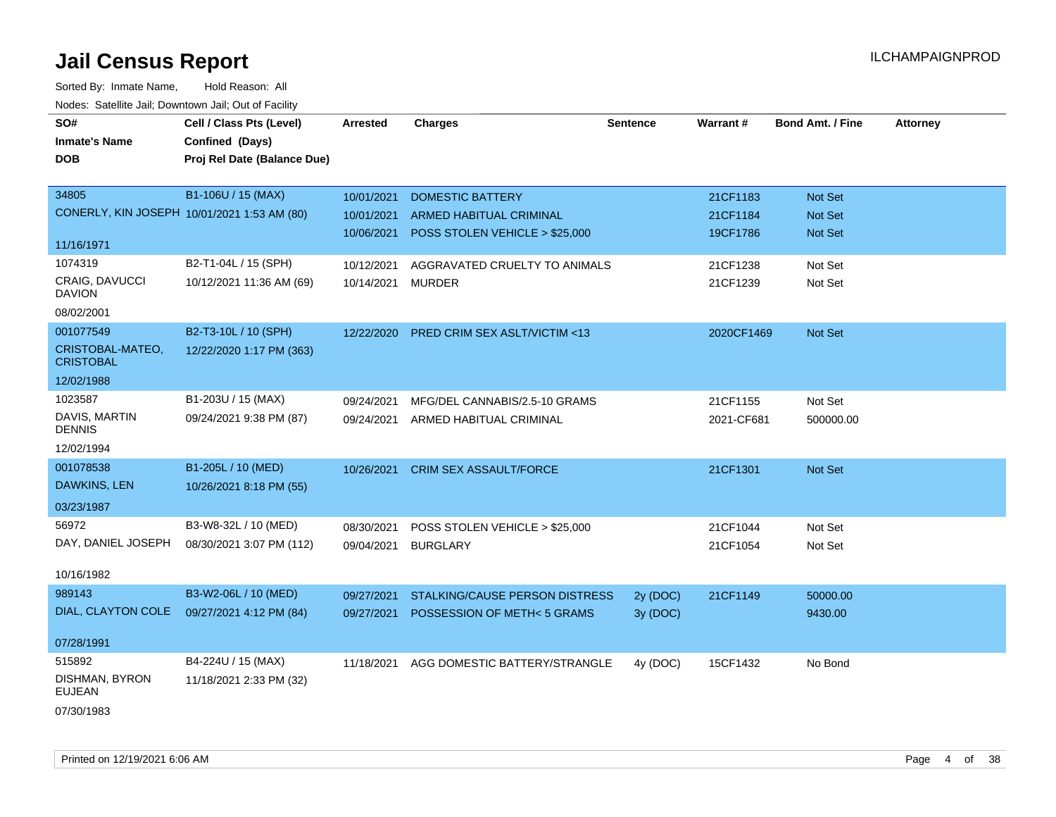# Jail Census Report

ILCHAMPAIGNPROD

Sorted By: Inmate Name, Hold Reason: All

Nodes: Satellite Jail; Downtown Jail; Out of Facility

| SO# / Inmate's Name / DOB | Cell / Class Pts (Level) / Confined (Days) / Proj Rel Date (Balance Due) | Arrested | Charges | Sentence | Warrant # | Bond Amt. / Fine | Attorney |
|---|---|---|---|---|---|---|---|
| 34805<br>CONERLY, KIN JOSEPH<br>11/16/1971 | B1-106U / 15 (MAX)<br>10/01/2021 1:53 AM (80) | 10/01/2021 | DOMESTIC BATTERY | | 21CF1183 | Not Set | |
| | | 10/01/2021 | ARMED HABITUAL CRIMINAL | | 21CF1184 | Not Set | |
| | | 10/06/2021 | POSS STOLEN VEHICLE > $25,000 | | 19CF1786 | Not Set | |
| 1074319<br>CRAIG, DAVUCCI DAVION<br>08/02/2001 | B2-T1-04L / 15 (SPH)<br>10/12/2021 11:36 AM (69) | 10/12/2021 | AGGRAVATED CRUELTY TO ANIMALS | | 21CF1238 | Not Set | |
| | | 10/14/2021 | MURDER | | 21CF1239 | Not Set | |
| 001077549<br>CRISTOBAL-MATEO, CRISTOBAL<br>12/02/1988 | B2-T3-10L / 10 (SPH)<br>12/22/2020 1:17 PM (363) | 12/22/2020 | PRED CRIM SEX ASLT/VICTIM <13 | | 2020CF1469 | Not Set | |
| 1023587<br>DAVIS, MARTIN DENNIS<br>12/02/1994 | B1-203U / 15 (MAX)<br>09/24/2021 9:38 PM (87) | 09/24/2021 | MFG/DEL CANNABIS/2.5-10 GRAMS | | 21CF1155 | Not Set | |
| | | 09/24/2021 | ARMED HABITUAL CRIMINAL | | 2021-CF681 | 500000.00 | |
| 001078538<br>DAWKINS, LEN<br>03/23/1987 | B1-205L / 10 (MED)<br>10/26/2021 8:18 PM (55) | 10/26/2021 | CRIM SEX ASSAULT/FORCE | | 21CF1301 | Not Set | |
| 56972<br>DAY, DANIEL JOSEPH<br>10/16/1982 | B3-W8-32L / 10 (MED)<br>08/30/2021 3:07 PM (112) | 08/30/2021 | POSS STOLEN VEHICLE > $25,000 | | 21CF1044 | Not Set | |
| | | 09/04/2021 | BURGLARY | | 21CF1054 | Not Set | |
| 989143<br>DIAL, CLAYTON COLE<br>07/28/1991 | B3-W2-06L / 10 (MED)<br>09/27/2021 4:12 PM (84) | 09/27/2021 | STALKING/CAUSE PERSON DISTRESS | 2y (DOC) | 21CF1149 | 50000.00 | |
| | | 09/27/2021 | POSSESSION OF METH< 5 GRAMS | 3y (DOC) | | 9430.00 | |
| 515892<br>DISHMAN, BYRON EUJEAN<br>07/30/1983 | B4-224U / 15 (MAX)<br>11/18/2021 2:33 PM (32) | 11/18/2021 | AGG DOMESTIC BATTERY/STRANGLE | 4y (DOC) | 15CF1432 | No Bond | |

Printed on 12/19/2021 6:06 AM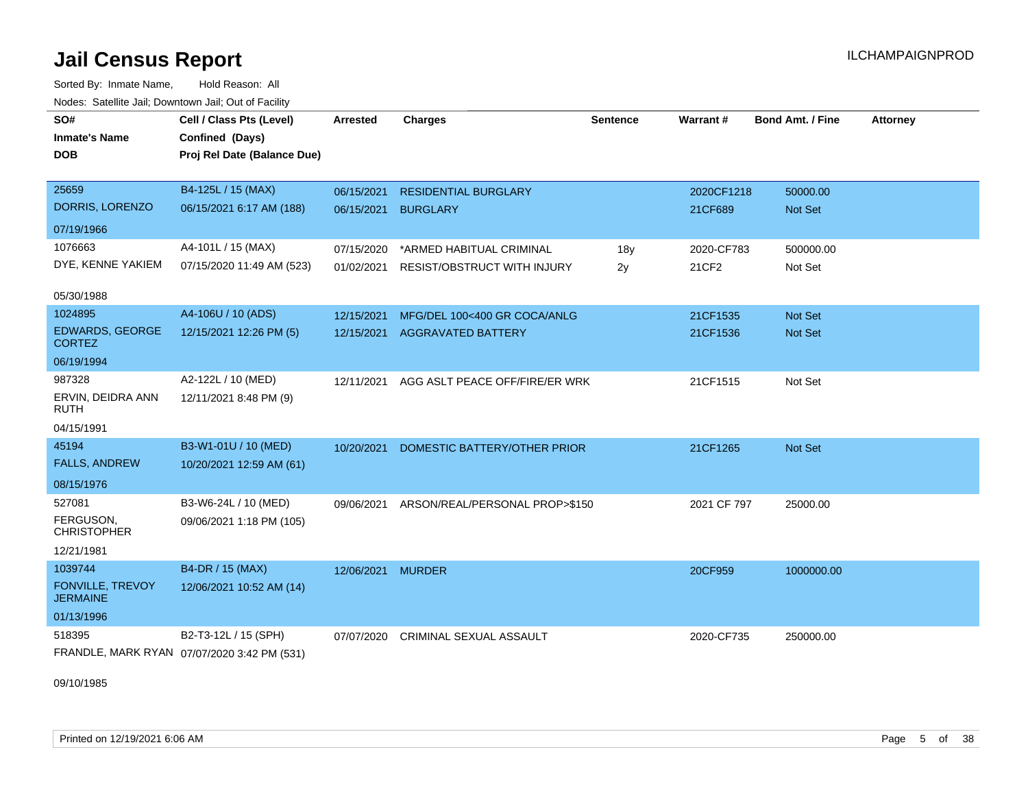# Jail Census Report

ILCHAMPAIGNPROD

Sorted By: Inmate Name, Hold Reason: All

Nodes: Satellite Jail; Downtown Jail; Out of Facility

| SO# / Inmate's Name / DOB | Cell / Class Pts (Level) / Confined (Days) / Proj Rel Date (Balance Due) | Arrested | Charges | Sentence | Warrant # | Bond Amt. / Fine | Attorney |
|---|---|---|---|---|---|---|---|
| 25659 DORRIS, LORENZO 07/19/1966 | B4-125L / 15 (MAX) 06/15/2021 6:17 AM (188) | 06/15/2021 | RESIDENTIAL BURGLARY | | 2020CF1218 | 50000.00 | |
| | | 06/15/2021 | BURGLARY | | 21CF689 | Not Set | |
| 1076663 DYE, KENNE YAKIEM 05/30/1988 | A4-101L / 15 (MAX) 07/15/2020 11:49 AM (523) | 07/15/2020 | *ARMED HABITUAL CRIMINAL | 18y | 2020-CF783 | 500000.00 | |
| | | 01/02/2021 | RESIST/OBSTRUCT WITH INJURY | 2y | 21CF2 | Not Set | |
| 1024895 EDWARDS, GEORGE CORTEZ 06/19/1994 | A4-106U / 10 (ADS) 12/15/2021 12:26 PM (5) | 12/15/2021 | MFG/DEL 100<400 GR COCA/ANLG | | 21CF1535 | Not Set | |
| | | 12/15/2021 | AGGRAVATED BATTERY | | 21CF1536 | Not Set | |
| 987328 ERVIN, DEIDRA ANN RUTH 04/15/1991 | A2-122L / 10 (MED) 12/11/2021 8:48 PM (9) | 12/11/2021 | AGG ASLT PEACE OFF/FIRE/ER WRK | | 21CF1515 | Not Set | |
| 45194 FALLS, ANDREW 08/15/1976 | B3-W1-01U / 10 (MED) 10/20/2021 12:59 AM (61) | 10/20/2021 | DOMESTIC BATTERY/OTHER PRIOR | | 21CF1265 | Not Set | |
| 527081 FERGUSON, CHRISTOPHER 12/21/1981 | B3-W6-24L / 10 (MED) 09/06/2021 1:18 PM (105) | 09/06/2021 | ARSON/REAL/PERSONAL PROP>$150 | | 2021 CF 797 | 25000.00 | |
| 1039744 FONVILLE, TREVOY JERMAINE 01/13/1996 | B4-DR / 15 (MAX) 12/06/2021 10:52 AM (14) | 12/06/2021 | MURDER | | 20CF959 | 1000000.00 | |
| 518395 FRANDLE, MARK RYAN 09/10/1985 | B2-T3-12L / 15 (SPH) 07/07/2020 3:42 PM (531) | 07/07/2020 | CRIMINAL SEXUAL ASSAULT | | 2020-CF735 | 250000.00 | |

Printed on 12/19/2021 6:06 AM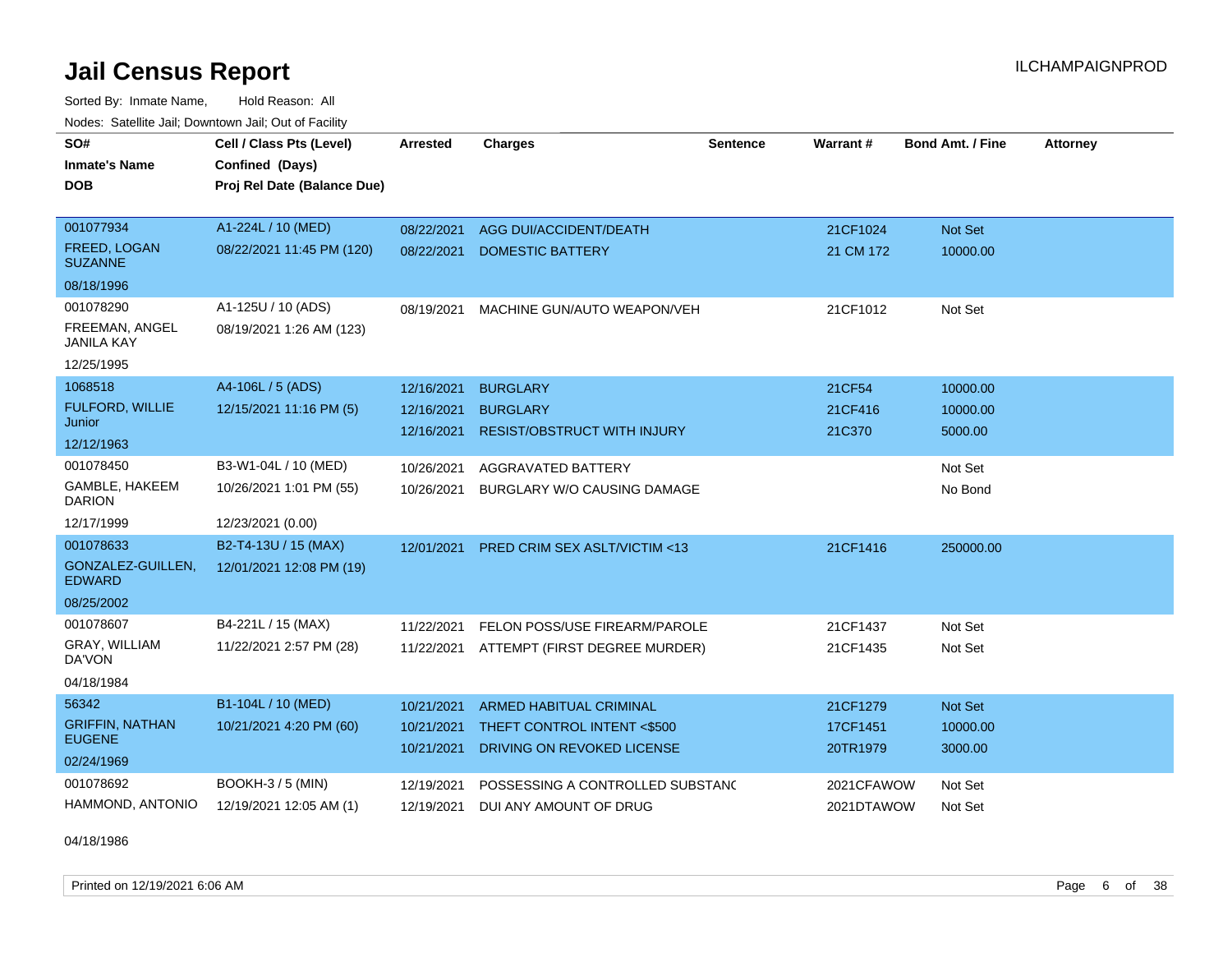# Jail Census Report

ILCHAMPAIGNPROD

Sorted By: Inmate Name, Hold Reason: All

Nodes: Satellite Jail; Downtown Jail; Out of Facility

| SO# / Inmate's Name / DOB | Cell / Class Pts (Level) / Confined (Days) / Proj Rel Date (Balance Due) | Arrested | Charges | Sentence | Warrant # | Bond Amt. / Fine | Attorney |
|---|---|---|---|---|---|---|---|
| 001077934<br>FREED, LOGAN SUZANNE<br>08/18/1996 | A1-224L / 10 (MED)<br>08/22/2021 11:45 PM (120) | 08/22/2021 | AGG DUI/ACCIDENT/DEATH | | 21CF1024 | Not Set | |
| | | 08/22/2021 | DOMESTIC BATTERY | | 21 CM 172 | 10000.00 | |
| 001078290<br>FREEMAN, ANGEL JANILA KAY<br>12/25/1995 | A1-125U / 10 (ADS)<br>08/19/2021 1:26 AM (123) | 08/19/2021 | MACHINE GUN/AUTO WEAPON/VEH | | 21CF1012 | Not Set | |
| 1068518<br>FULFORD, WILLIE Junior<br>12/12/1963 | A4-106L / 5 (ADS)<br>12/15/2021 11:16 PM (5) | 12/16/2021 | BURGLARY | | 21CF54 | 10000.00 | |
| | | 12/16/2021 | BURGLARY | | 21CF416 | 10000.00 | |
| | | 12/16/2021 | RESIST/OBSTRUCT WITH INJURY | | 21C370 | 5000.00 | |
| 001078450<br>GAMBLE, HAKEEM DARION<br>12/17/1999 | B3-W1-04L / 10 (MED)<br>10/26/2021 1:01 PM (55)<br>12/23/2021 (0.00) | 10/26/2021 | AGGRAVATED BATTERY | | | Not Set | |
| | | 10/26/2021 | BURGLARY W/O CAUSING DAMAGE | | | No Bond | |
| 001078633<br>GONZALEZ-GUILLEN, EDWARD<br>08/25/2002 | B2-T4-13U / 15 (MAX)<br>12/01/2021 12:08 PM (19) | 12/01/2021 | PRED CRIM SEX ASLT/VICTIM <13 | | 21CF1416 | 250000.00 | |
| 001078607<br>GRAY, WILLIAM DA'VON<br>04/18/1984 | B4-221L / 15 (MAX)<br>11/22/2021 2:57 PM (28) | 11/22/2021 | FELON POSS/USE FIREARM/PAROLE | | 21CF1437 | Not Set | |
| | | 11/22/2021 | ATTEMPT (FIRST DEGREE MURDER) | | 21CF1435 | Not Set | |
| 56342<br>GRIFFIN, NATHAN EUGENE<br>02/24/1969 | B1-104L / 10 (MED)<br>10/21/2021 4:20 PM (60) | 10/21/2021 | ARMED HABITUAL CRIMINAL | | 21CF1279 | Not Set | |
| | | 10/21/2021 | THEFT CONTROL INTENT <$500 | | 17CF1451 | 10000.00 | |
| | | 10/21/2021 | DRIVING ON REVOKED LICENSE | | 20TR1979 | 3000.00 | |
| 001078692<br>HAMMOND, ANTONIO<br>04/18/1986 | BOOKH-3 / 5 (MIN)<br>12/19/2021 12:05 AM (1) | 12/19/2021 | POSSESSING A CONTROLLED SUBSTANC | | 2021CFAWOW | Not Set | |
| | | 12/19/2021 | DUI ANY AMOUNT OF DRUG | | 2021DTAWOW | Not Set | |

Printed on 12/19/2021 6:06 AM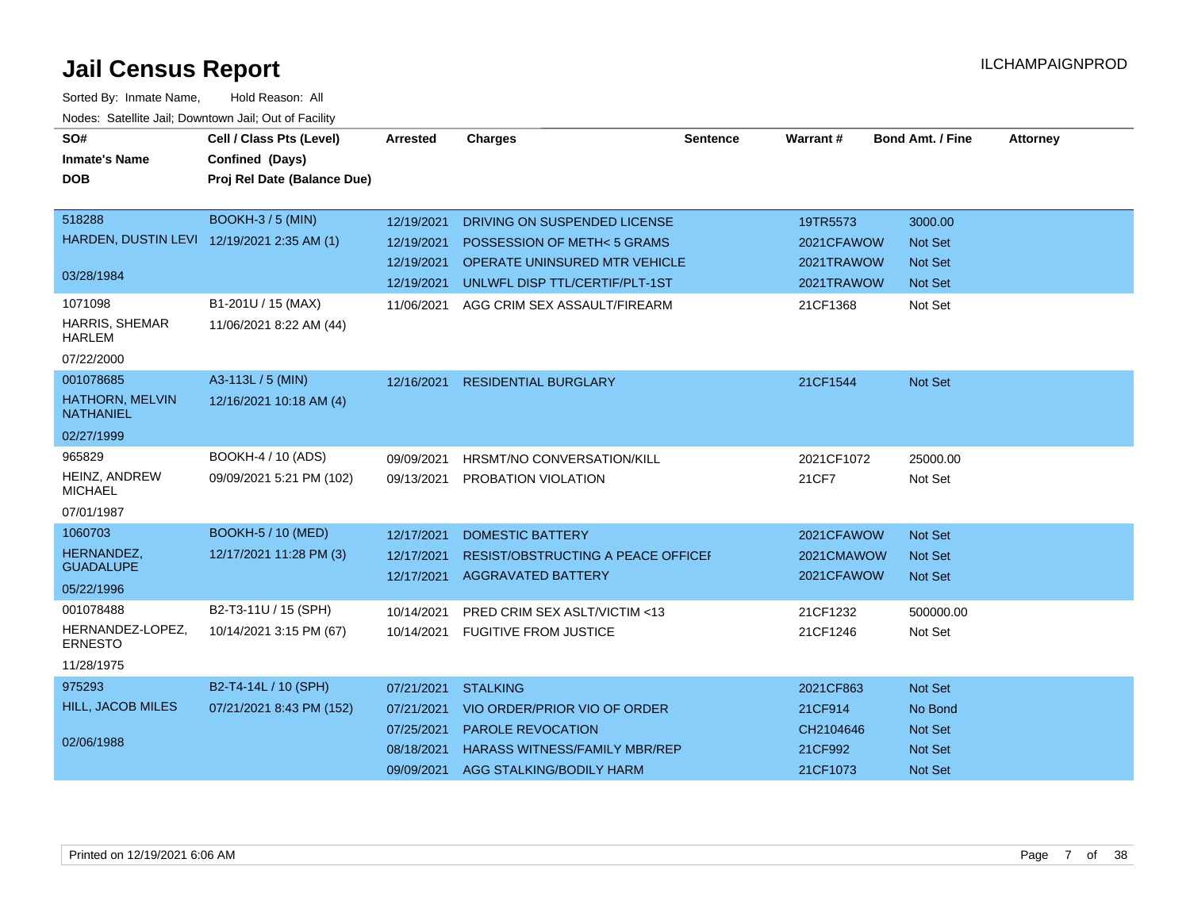# Jail Census Report

ILCHAMPAIGNPROD

Sorted By: Inmate Name, Hold Reason: All

Nodes: Satellite Jail; Downtown Jail; Out of Facility

| SO# / Inmate's Name / DOB | Cell / Class Pts (Level) / Confined (Days) / Proj Rel Date (Balance Due) | Arrested | Charges | Sentence | Warrant # | Bond Amt. / Fine | Attorney |
|---|---|---|---|---|---|---|---|
| 518288 | BOOKH-3 / 5 (MIN) | 12/19/2021 | DRIVING ON SUSPENDED LICENSE | | 19TR5573 | 3000.00 | |
| HARDEN, DUSTIN LEVI | 12/19/2021 2:35 AM (1) | 12/19/2021 | POSSESSION OF METH< 5 GRAMS | | 2021CFAWOW | Not Set | |
| 03/28/1984 | | 12/19/2021 | OPERATE UNINSURED MTR VEHICLE | | 2021TRAWOW | Not Set | |
| | | 12/19/2021 | UNLWFL DISP TTL/CERTIF/PLT-1ST | | 2021TRAWOW | Not Set | |
| 1071098 | B1-201U / 15 (MAX) | 11/06/2021 | AGG CRIM SEX ASSAULT/FIREARM | | 21CF1368 | Not Set | |
| HARRIS, SHEMAR HARLEM | 11/06/2021 8:22 AM (44) | | | | | | |
| 07/22/2000 | | | | | | | |
| 001078685 | A3-113L / 5 (MIN) | 12/16/2021 | RESIDENTIAL BURGLARY | | 21CF1544 | Not Set | |
| HATHORN, MELVIN NATHANIEL | 12/16/2021 10:18 AM (4) | | | | | | |
| 02/27/1999 | | | | | | | |
| 965829 | BOOKH-4 / 10 (ADS) | 09/09/2021 | HRSMT/NO CONVERSATION/KILL | | 2021CF1072 | 25000.00 | |
| HEINZ, ANDREW MICHAEL | 09/09/2021 5:21 PM (102) | 09/13/2021 | PROBATION VIOLATION | | 21CF7 | Not Set | |
| 07/01/1987 | | | | | | | |
| 1060703 | BOOKH-5 / 10 (MED) | 12/17/2021 | DOMESTIC BATTERY | | 2021CFAWOW | Not Set | |
| HERNANDEZ, GUADALUPE | 12/17/2021 11:28 PM (3) | 12/17/2021 | RESIST/OBSTRUCTING A PEACE OFFICEI | | 2021CMAWOW | Not Set | |
| 05/22/1996 | | 12/17/2021 | AGGRAVATED BATTERY | | 2021CFAWOW | Not Set | |
| 001078488 | B2-T3-11U / 15 (SPH) | 10/14/2021 | PRED CRIM SEX ASLT/VICTIM <13 | | 21CF1232 | 500000.00 | |
| HERNANDEZ-LOPEZ, ERNESTO | 10/14/2021 3:15 PM (67) | 10/14/2021 | FUGITIVE FROM JUSTICE | | 21CF1246 | Not Set | |
| 11/28/1975 | | | | | | | |
| 975293 | B2-T4-14L / 10 (SPH) | 07/21/2021 | STALKING | | 2021CF863 | Not Set | |
| HILL, JACOB MILES | 07/21/2021 8:43 PM (152) | 07/21/2021 | VIO ORDER/PRIOR VIO OF ORDER | | 21CF914 | No Bond | |
| 02/06/1988 | | 07/25/2021 | PAROLE REVOCATION | | CH2104646 | Not Set | |
| | | 08/18/2021 | HARASS WITNESS/FAMILY MBR/REP | | 21CF992 | Not Set | |
| | | 09/09/2021 | AGG STALKING/BODILY HARM | | 21CF1073 | Not Set | |

Printed on 12/19/2021 6:06 AM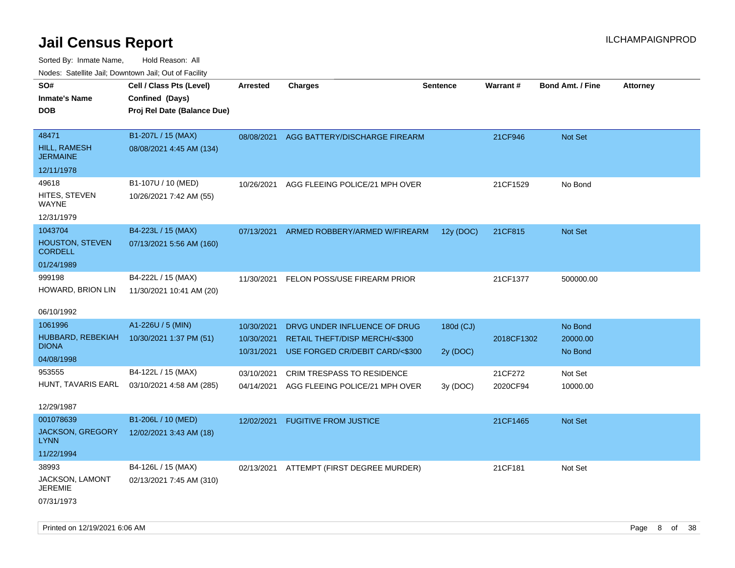# Jail Census Report

ILCHAMPAIGNPROD

Sorted By: Inmate Name, Hold Reason: All

Nodes: Satellite Jail; Downtown Jail; Out of Facility

| SO# / Inmate's Name / DOB | Cell / Class Pts (Level) / Confined (Days) / Proj Rel Date (Balance Due) | Arrested | Charges | Sentence | Warrant # | Bond Amt. / Fine | Attorney |
|---|---|---|---|---|---|---|---|
| 48471<br>HILL, RAMESH JERMAINE<br>12/11/1978 | B1-207L / 15 (MAX)<br>08/08/2021 4:45 AM (134) | 08/08/2021 | AGG BATTERY/DISCHARGE FIREARM | | 21CF946 | Not Set | |
| 49618<br>HITES, STEVEN WAYNE<br>12/31/1979 | B1-107U / 10 (MED)<br>10/26/2021 7:42 AM (55) | 10/26/2021 | AGG FLEEING POLICE/21 MPH OVER | | 21CF1529 | No Bond | |
| 1043704<br>HOUSTON, STEVEN CORDELL<br>01/24/1989 | B4-223L / 15 (MAX)<br>07/13/2021 5:56 AM (160) | 07/13/2021 | ARMED ROBBERY/ARMED W/FIREARM | 12y (DOC) | 21CF815 | Not Set | |
| 999198<br>HOWARD, BRION LIN<br>06/10/1992 | B4-222L / 15 (MAX)<br>11/30/2021 10:41 AM (20) | 11/30/2021 | FELON POSS/USE FIREARM PRIOR | | 21CF1377 | 500000.00 | |
| 1061996<br>HUBBARD, REBEKIAH DIONA<br>04/08/1998 | A1-226U / 5 (MIN)<br>10/30/2021 1:37 PM (51) | 10/30/2021 | DRVG UNDER INFLUENCE OF DRUG | 180d (CJ) | | No Bond | |
| | | 10/30/2021 | RETAIL THEFT/DISP MERCH/<$300 | | 2018CF1302 | 20000.00 | |
| | | 10/31/2021 | USE FORGED CR/DEBIT CARD/<$300 | 2y (DOC) | | No Bond | |
| 953555<br>HUNT, TAVARIS EARL<br>12/29/1987 | B4-122L / 15 (MAX)<br>03/10/2021 4:58 AM (285) | 03/10/2021 | CRIM TRESPASS TO RESIDENCE | | 21CF272 | Not Set | |
| | | 04/14/2021 | AGG FLEEING POLICE/21 MPH OVER | 3y (DOC) | 2020CF94 | 10000.00 | |
| 001078639<br>JACKSON, GREGORY LYNN<br>11/22/1994 | B1-206L / 10 (MED)<br>12/02/2021 3:43 AM (18) | 12/02/2021 | FUGITIVE FROM JUSTICE | | 21CF1465 | Not Set | |
| 38993<br>JACKSON, LAMONT JEREMIE<br>07/31/1973 | B4-126L / 15 (MAX)<br>02/13/2021 7:45 AM (310) | 02/13/2021 | ATTEMPT (FIRST DEGREE MURDER) | | 21CF181 | Not Set | |

Printed on 12/19/2021 6:06 AM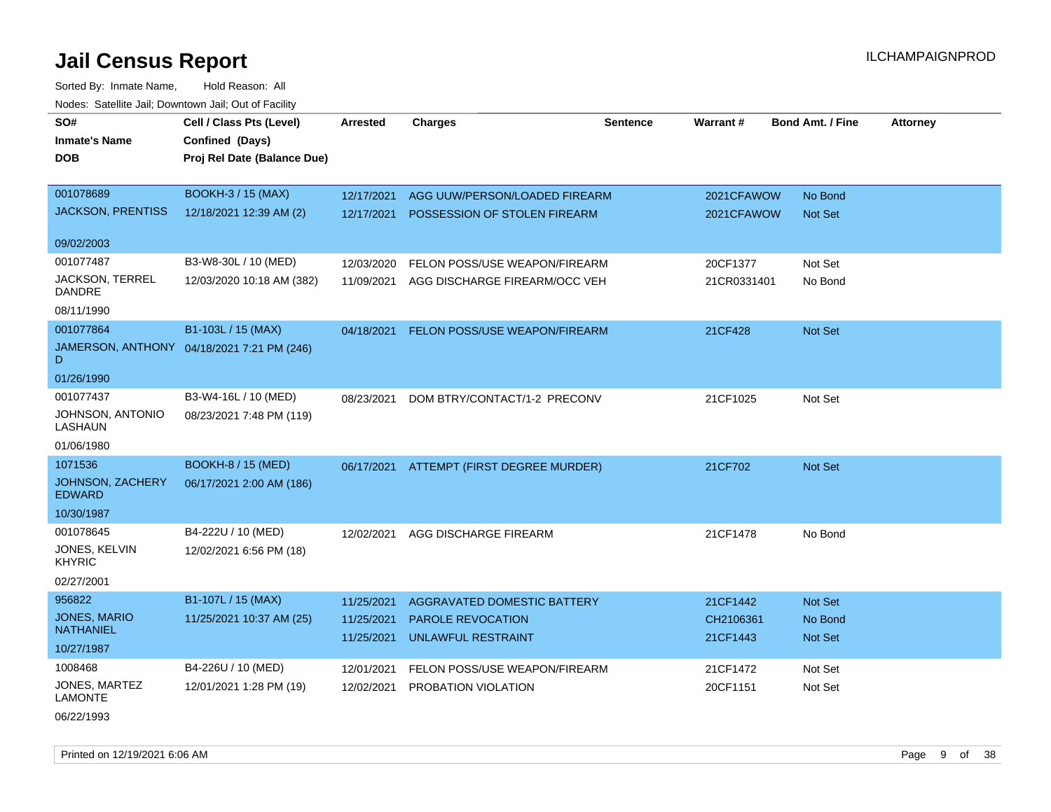# Jail Census Report

ILCHAMPAIGNPROD

Sorted By: Inmate Name, Hold Reason: All

Nodes: Satellite Jail; Downtown Jail; Out of Facility

| SO# / Inmate's Name / DOB | Cell / Class Pts (Level) / Confined (Days) / Proj Rel Date (Balance Due) | Arrested | Charges | Sentence | Warrant # | Bond Amt. / Fine | Attorney |
|---|---|---|---|---|---|---|---|
| 001078689<br>JACKSON, PRENTISS<br>09/02/2003 | BOOKH-3 / 15 (MAX)<br>12/18/2021 12:39 AM (2) | 12/17/2021<br>12/17/2021 | AGG UUW/PERSON/LOADED FIREARM<br>POSSESSION OF STOLEN FIREARM | | 2021CFAWOW<br>2021CFAWOW | No Bond<br>Not Set | |
| 001077487<br>JACKSON, TERREL DANDRE<br>08/11/1990 | B3-W8-30L / 10 (MED)<br>12/03/2020 10:18 AM (382) | 12/03/2020<br>11/09/2021 | FELON POSS/USE WEAPON/FIREARM<br>AGG DISCHARGE FIREARM/OCC VEH | | 20CF1377<br>21CR0331401 | Not Set<br>No Bond | |
| 001077864<br>JAMERSON, ANTHONY D<br>01/26/1990 | B1-103L / 15 (MAX)<br>04/18/2021 7:21 PM (246) | 04/18/2021 | FELON POSS/USE WEAPON/FIREARM | | 21CF428 | Not Set | |
| 001077437<br>JOHNSON, ANTONIO LASHAUN<br>01/06/1980 | B3-W4-16L / 10 (MED)<br>08/23/2021 7:48 PM (119) | 08/23/2021 | DOM BTRY/CONTACT/1-2 PRECONV | | 21CF1025 | Not Set | |
| 1071536<br>JOHNSON, ZACHERY EDWARD<br>10/30/1987 | BOOKH-8 / 15 (MED)<br>06/17/2021 2:00 AM (186) | 06/17/2021 | ATTEMPT (FIRST DEGREE MURDER) | | 21CF702 | Not Set | |
| 001078645<br>JONES, KELVIN KHYRIC<br>02/27/2001 | B4-222U / 10 (MED)<br>12/02/2021 6:56 PM (18) | 12/02/2021 | AGG DISCHARGE FIREARM | | 21CF1478 | No Bond | |
| 956822<br>JONES, MARIO NATHANIEL<br>10/27/1987 | B1-107L / 15 (MAX)<br>11/25/2021 10:37 AM (25) | 11/25/2021<br>11/25/2021<br>11/25/2021 | AGGRAVATED DOMESTIC BATTERY<br>PAROLE REVOCATION<br>UNLAWFUL RESTRAINT | | 21CF1442<br>CH2106361<br>21CF1443 | Not Set<br>No Bond<br>Not Set | |
| 1008468<br>JONES, MARTEZ LAMONTE<br>06/22/1993 | B4-226U / 10 (MED)<br>12/01/2021 1:28 PM (19) | 12/01/2021<br>12/02/2021 | FELON POSS/USE WEAPON/FIREARM<br>PROBATION VIOLATION | | 21CF1472<br>20CF1151 | Not Set<br>Not Set | |

Printed on 12/19/2021 6:06 AM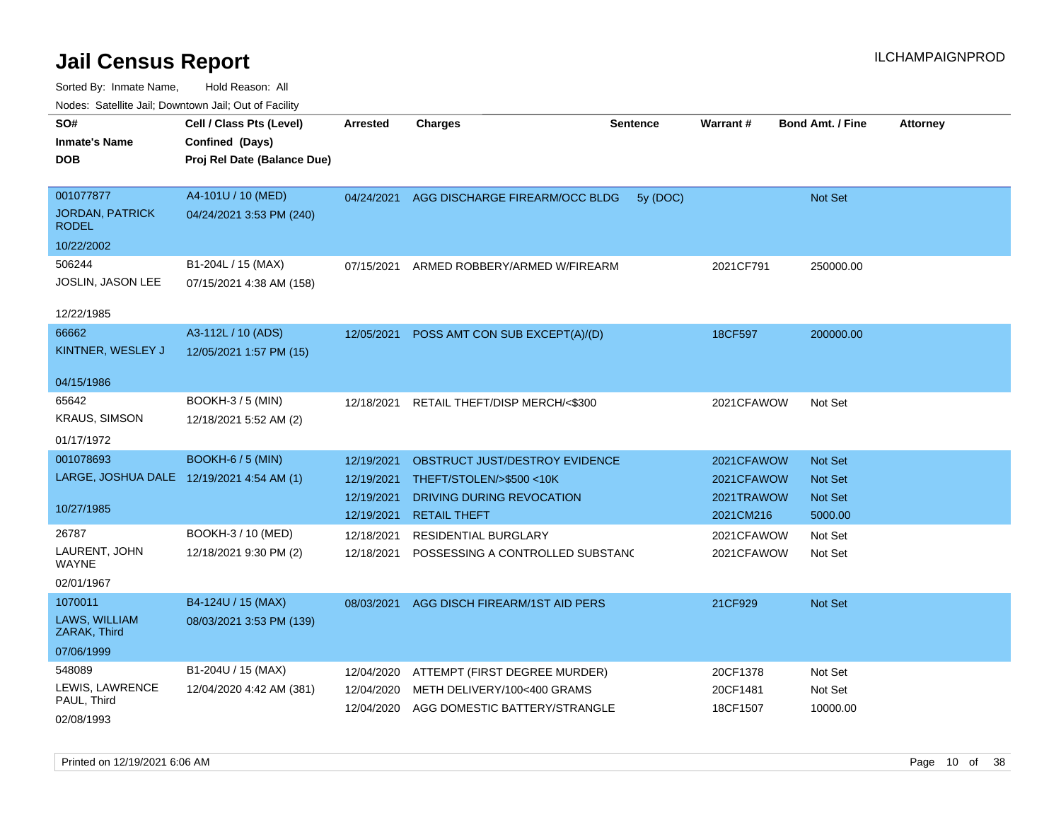# Jail Census Report

ILCHAMPAIGNPROD

Sorted By: Inmate Name,     Hold Reason: All

Nodes: Satellite Jail; Downtown Jail; Out of Facility

| SO# / Inmate's Name / DOB | Cell / Class Pts (Level) / Confined (Days) / Proj Rel Date (Balance Due) | Arrested | Charges | Sentence | Warrant # | Bond Amt. / Fine | Attorney |
|---|---|---|---|---|---|---|---|
| 001077877<br>JORDAN, PATRICK RODEL<br>10/22/2002 | A4-101U / 10 (MED)<br>04/24/2021 3:53 PM (240) | 04/24/2021 | AGG DISCHARGE FIREARM/OCC BLDG | 5y (DOC) | | Not Set | |
| 506244<br>JOSLIN, JASON LEE<br>12/22/1985 | B1-204L / 15 (MAX)<br>07/15/2021 4:38 AM (158) | 07/15/2021 | ARMED ROBBERY/ARMED W/FIREARM | | 2021CF791 | 250000.00 | |
| 66662<br>KINTNER, WESLEY J<br>04/15/1986 | A3-112L / 10 (ADS)<br>12/05/2021 1:57 PM (15) | 12/05/2021 | POSS AMT CON SUB EXCEPT(A)/(D) | | 18CF597 | 200000.00 | |
| 65642<br>KRAUS, SIMSON<br>01/17/1972 | BOOKH-3 / 5 (MIN)<br>12/18/2021 5:52 AM (2) | 12/18/2021 | RETAIL THEFT/DISP MERCH/<$300 | | 2021CFAWOW | Not Set | |
| 001078693<br>LARGE, JOSHUA DALE<br>10/27/1985 | BOOKH-6 / 5 (MIN)<br>12/19/2021 4:54 AM (1) | 12/19/2021 | OBSTRUCT JUST/DESTROY EVIDENCE | | 2021CFAWOW | Not Set | |
| | | 12/19/2021 | THEFT/STOLEN/>$500 <10K | | 2021CFAWOW | Not Set | |
| | | 12/19/2021 | DRIVING DURING REVOCATION | | 2021TRAWOW | Not Set | |
| | | 12/19/2021 | RETAIL THEFT | | 2021CM216 | 5000.00 | |
| 26787<br>LAURENT, JOHN WAYNE<br>02/01/1967 | BOOKH-3 / 10 (MED)<br>12/18/2021 9:30 PM (2) | 12/18/2021 | RESIDENTIAL BURGLARY | | 2021CFAWOW | Not Set | |
| | | 12/18/2021 | POSSESSING A CONTROLLED SUBSTANC | | 2021CFAWOW | Not Set | |
| 1070011<br>LAWS, WILLIAM ZARAK, Third<br>07/06/1999 | B4-124U / 15 (MAX)<br>08/03/2021 3:53 PM (139) | 08/03/2021 | AGG DISCH FIREARM/1ST AID PERS | | 21CF929 | Not Set | |
| 548089<br>LEWIS, LAWRENCE PAUL, Third<br>02/08/1993 | B1-204U / 15 (MAX)<br>12/04/2020 4:42 AM (381) | 12/04/2020 | ATTEMPT (FIRST DEGREE MURDER) | | 20CF1378 | Not Set | |
| | | 12/04/2020 | METH DELIVERY/100<400 GRAMS | | 20CF1481 | Not Set | |
| | | 12/04/2020 | AGG DOMESTIC BATTERY/STRANGLE | | 18CF1507 | 10000.00 | |

Printed on 12/19/2021 6:06 AM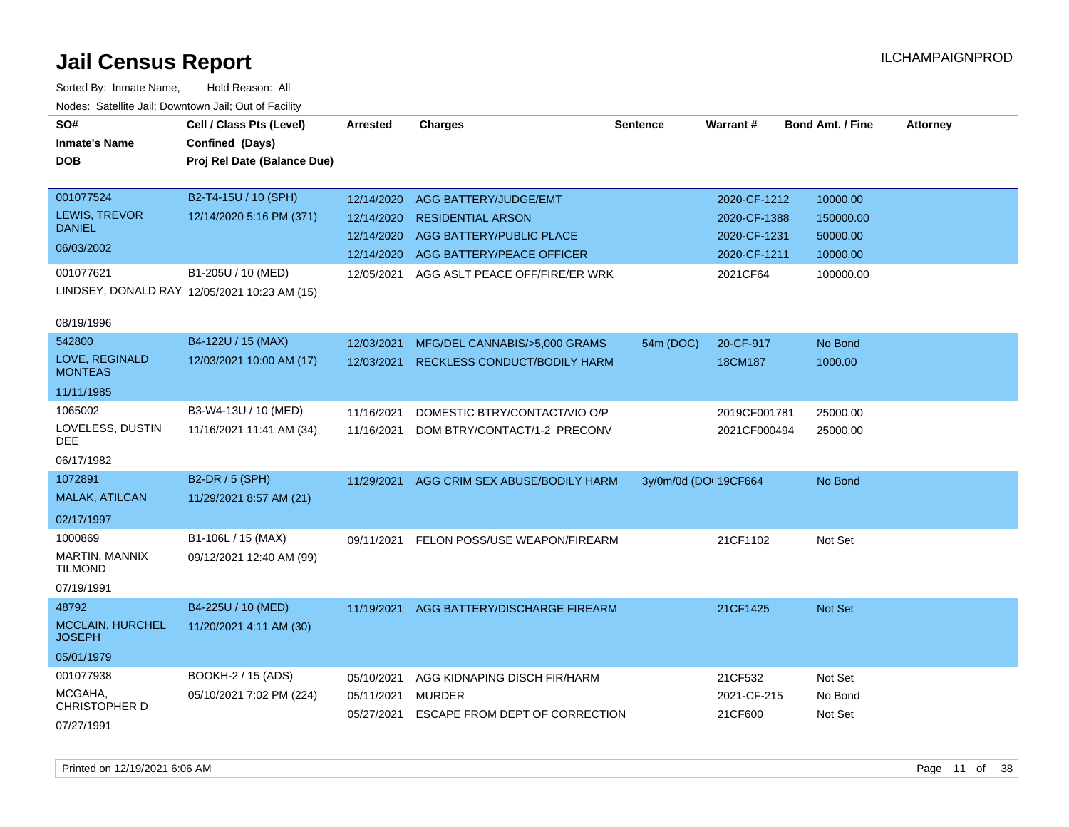# Jail Census Report

ILCHAMPAIGNPROD

Sorted By: Inmate Name, Hold Reason: All

Nodes: Satellite Jail; Downtown Jail; Out of Facility

| SO# / Inmate's Name / DOB | Cell / Class Pts (Level) / Confined (Days) / Proj Rel Date (Balance Due) | Arrested | Charges | Sentence | Warrant # | Bond Amt. / Fine | Attorney |
|---|---|---|---|---|---|---|---|
| 001077524<br>LEWIS, TREVOR DANIEL<br>06/03/2002 | B2-T4-15U / 10 (SPH)<br>12/14/2020 5:16 PM (371) | 12/14/2020 | AGG BATTERY/JUDGE/EMT | | 2020-CF-1212 | 10000.00 | |
| | | 12/14/2020 | RESIDENTIAL ARSON | | 2020-CF-1388 | 150000.00 | |
| | | 12/14/2020 | AGG BATTERY/PUBLIC PLACE | | 2020-CF-1231 | 50000.00 | |
| | | 12/14/2020 | AGG BATTERY/PEACE OFFICER | | 2020-CF-1211 | 10000.00 | |
| 001077621<br>LINDSEY, DONALD RAY<br>08/19/1996 | B1-205U / 10 (MED)<br>12/05/2021 10:23 AM (15) | 12/05/2021 | AGG ASLT PEACE OFF/FIRE/ER WRK | | 2021CF64 | 100000.00 | |
| 542800<br>LOVE, REGINALD MONTEAS<br>11/11/1985 | B4-122U / 15 (MAX)<br>12/03/2021 10:00 AM (17) | 12/03/2021 | MFG/DEL CANNABIS/>5,000 GRAMS | 54m (DOC) | 20-CF-917 | No Bond | |
| | | 12/03/2021 | RECKLESS CONDUCT/BODILY HARM | | 18CM187 | 1000.00 | |
| 1065002<br>LOVELESS, DUSTIN DEE<br>06/17/1982 | B3-W4-13U / 10 (MED)<br>11/16/2021 11:41 AM (34) | 11/16/2021 | DOMESTIC BTRY/CONTACT/VIO O/P | | 2019CF001781 | 25000.00 | |
| | | 11/16/2021 | DOM BTRY/CONTACT/1-2 PRECONV | | 2021CF000494 | 25000.00 | |
| 1072891<br>MALAK, ATILCAN<br>02/17/1997 | B2-DR / 5 (SPH)<br>11/29/2021 8:57 AM (21) | 11/29/2021 | AGG CRIM SEX ABUSE/BODILY HARM | 3y/0m/0d (DO | 19CF664 | No Bond | |
| 1000869<br>MARTIN, MANNIX TILMOND<br>07/19/1991 | B1-106L / 15 (MAX)<br>09/12/2021 12:40 AM (99) | 09/11/2021 | FELON POSS/USE WEAPON/FIREARM | | 21CF1102 | Not Set | |
| 48792<br>MCCLAIN, HURCHEL JOSEPH<br>05/01/1979 | B4-225U / 10 (MED)<br>11/20/2021 4:11 AM (30) | 11/19/2021 | AGG BATTERY/DISCHARGE FIREARM | | 21CF1425 | Not Set | |
| 001077938<br>MCGAHA, CHRISTOPHER D<br>07/27/1991 | BOOKH-2 / 15 (ADS)<br>05/10/2021 7:02 PM (224) | 05/10/2021 | AGG KIDNAPING DISCH FIR/HARM | | 21CF532 | Not Set | |
| | | 05/11/2021 | MURDER | | 2021-CF-215 | No Bond | |
| | | 05/27/2021 | ESCAPE FROM DEPT OF CORRECTION | | 21CF600 | Not Set | |

Printed on 12/19/2021 6:06 AM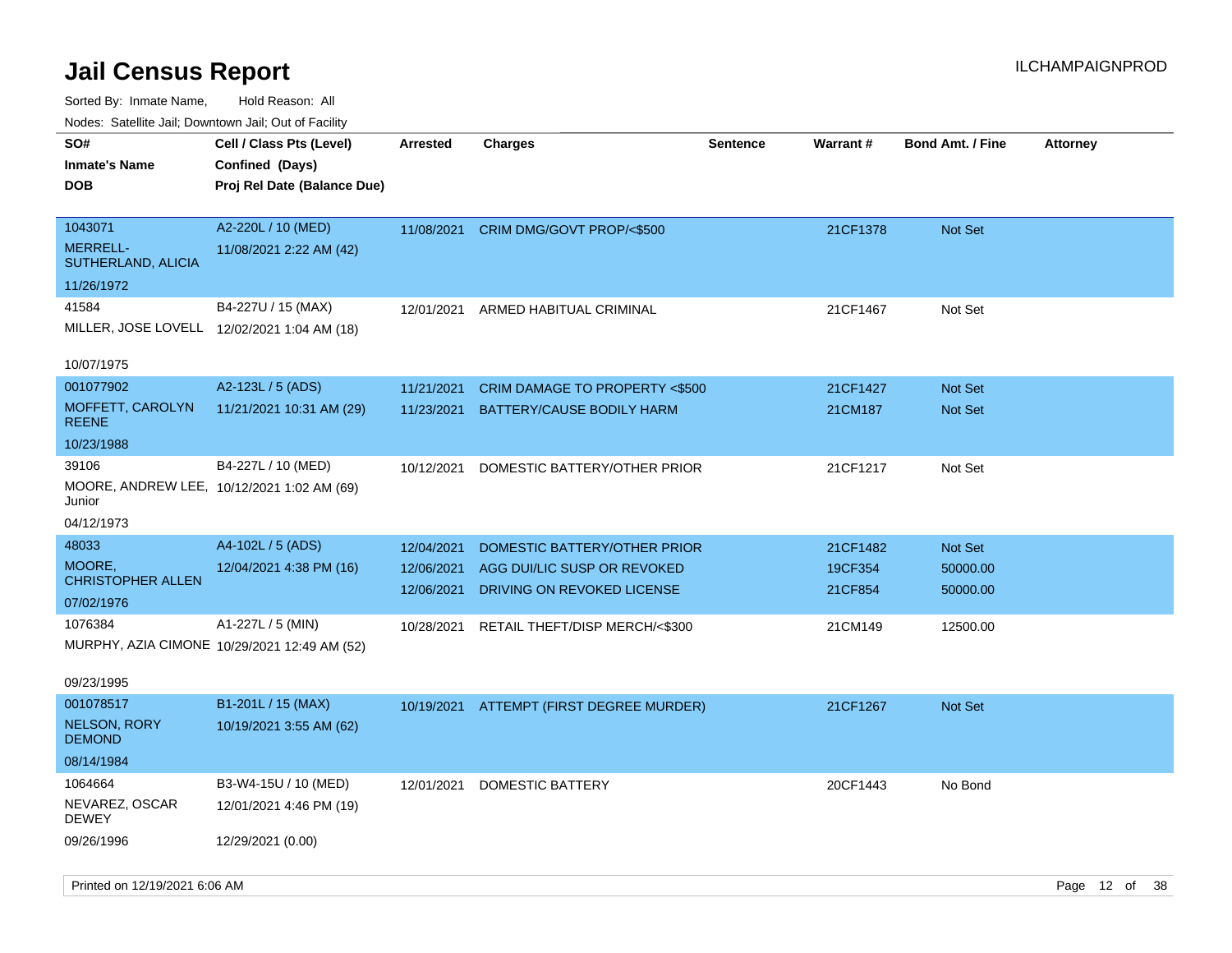# Jail Census Report

Sorted By: Inmate Name, Hold Reason: All

Nodes: Satellite Jail; Downtown Jail; Out of Facility

| SO# / Inmate's Name / DOB | Cell / Class Pts (Level) / Confined (Days) / Proj Rel Date (Balance Due) | Arrested | Charges | Sentence | Warrant # | Bond Amt. / Fine | Attorney |
|---|---|---|---|---|---|---|---|
| 1043071<br>MERRELL-SUTHERLAND, ALICIA<br>11/26/1972 | A2-220L / 10 (MED)<br>11/08/2021 2:22 AM (42) | 11/08/2021 | CRIM DMG/GOVT PROP/<$500 | | 21CF1378 | Not Set | |
| 41584<br>MILLER, JOSE LOVELL<br>10/07/1975 | B4-227U / 15 (MAX)<br>12/02/2021 1:04 AM (18) | 12/01/2021 | ARMED HABITUAL CRIMINAL | | 21CF1467 | Not Set | |
| 001077902<br>MOFFETT, CAROLYN REENE<br>10/23/1988 | A2-123L / 5 (ADS)<br>11/21/2021 10:31 AM (29) | 11/21/2021<br>11/23/2021 | CRIM DAMAGE TO PROPERTY <$500<br>BATTERY/CAUSE BODILY HARM | | 21CF1427<br>21CM187 | Not Set<br>Not Set | |
| 39106<br>MOORE, ANDREW LEE, Junior<br>04/12/1973 | B4-227L / 10 (MED)<br>10/12/2021 1:02 AM (69) | 10/12/2021 | DOMESTIC BATTERY/OTHER PRIOR | | 21CF1217 | Not Set | |
| 48033<br>MOORE, CHRISTOPHER ALLEN<br>07/02/1976 | A4-102L / 5 (ADS)<br>12/04/2021 4:38 PM (16) | 12/04/2021<br>12/06/2021<br>12/06/2021 | DOMESTIC BATTERY/OTHER PRIOR<br>AGG DUI/LIC SUSP OR REVOKED<br>DRIVING ON REVOKED LICENSE | | 21CF1482<br>19CF354<br>21CF854 | Not Set<br>50000.00<br>50000.00 | |
| 1076384<br>MURPHY, AZIA CIMONE<br>09/23/1995 | A1-227L / 5 (MIN)<br>10/29/2021 12:49 AM (52) | 10/28/2021 | RETAIL THEFT/DISP MERCH/<$300 | | 21CM149 | 12500.00 | |
| 001078517<br>NELSON, RORY DEMOND<br>08/14/1984 | B1-201L / 15 (MAX)<br>10/19/2021 3:55 AM (62) | 10/19/2021 | ATTEMPT (FIRST DEGREE MURDER) | | 21CF1267 | Not Set | |
| 1064664<br>NEVAREZ, OSCAR DEWEY<br>09/26/1996 | B3-W4-15U / 10 (MED)<br>12/01/2021 4:46 PM (19)<br>12/29/2021 (0.00) | 12/01/2021 | DOMESTIC BATTERY | | 20CF1443 | No Bond | |

Printed on 12/19/2021 6:06 AM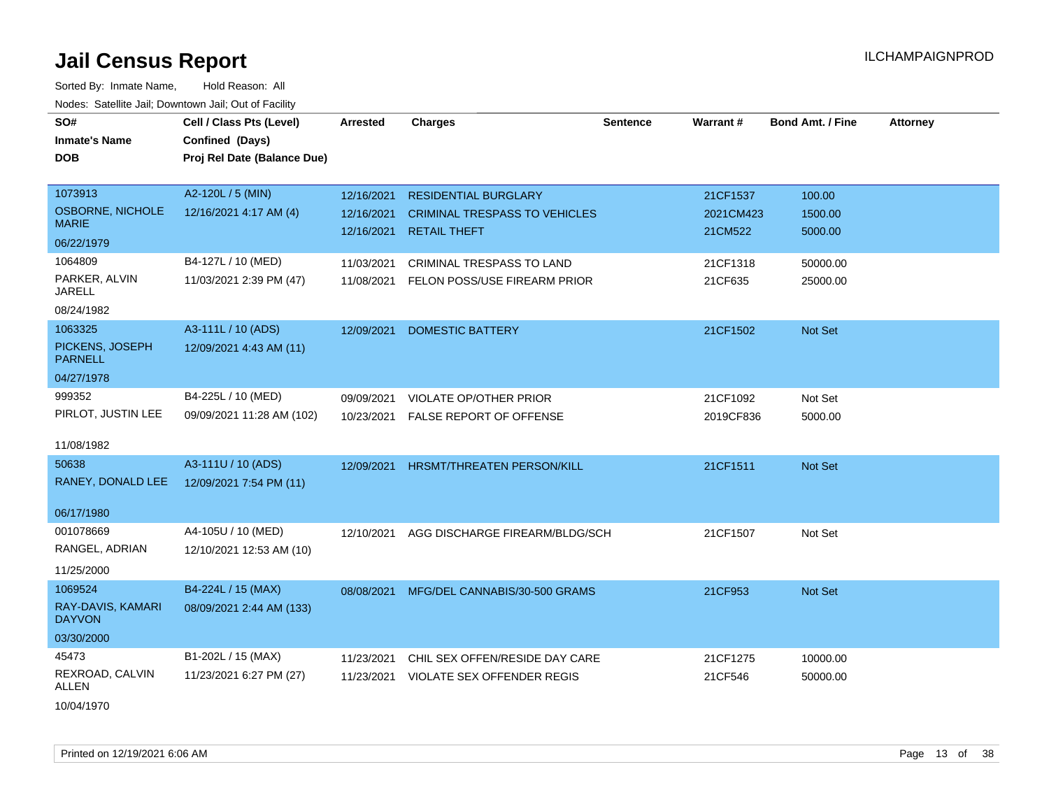# Jail Census Report

ILCHAMPAIGNPROD

Sorted By: Inmate Name, Hold Reason: All

Nodes: Satellite Jail; Downtown Jail; Out of Facility

| SO# / Inmate's Name / DOB | Cell / Class Pts (Level) / Confined (Days) / Proj Rel Date (Balance Due) | Arrested | Charges | Sentence | Warrant # | Bond Amt. / Fine | Attorney |
|---|---|---|---|---|---|---|---|
| 1073913<br>OSBORNE, NICHOLE MARIE<br>06/22/1979 | A2-120L / 5 (MIN)<br>12/16/2021 4:17 AM (4) | 12/16/2021<br>12/16/2021<br>12/16/2021 | RESIDENTIAL BURGLARY<br>CRIMINAL TRESPASS TO VEHICLES<br>RETAIL THEFT | | 21CF1537<br>2021CM423<br>21CM522 | 100.00<br>1500.00<br>5000.00 | |
| 1064809<br>PARKER, ALVIN JARELL<br>08/24/1982 | B4-127L / 10 (MED)<br>11/03/2021 2:39 PM (47) | 11/03/2021<br>11/08/2021 | CRIMINAL TRESPASS TO LAND<br>FELON POSS/USE FIREARM PRIOR | | 21CF1318<br>21CF635 | 50000.00<br>25000.00 | |
| 1063325<br>PICKENS, JOSEPH PARNELL<br>04/27/1978 | A3-111L / 10 (ADS)<br>12/09/2021 4:43 AM (11) | 12/09/2021 | DOMESTIC BATTERY | | 21CF1502 | Not Set | |
| 999352<br>PIRLOT, JUSTIN LEE<br>11/08/1982 | B4-225L / 10 (MED)<br>09/09/2021 11:28 AM (102) | 09/09/2021<br>10/23/2021 | VIOLATE OP/OTHER PRIOR<br>FALSE REPORT OF OFFENSE | | 21CF1092<br>2019CF836 | Not Set<br>5000.00 | |
| 50638<br>RANEY, DONALD LEE<br>06/17/1980 | A3-111U / 10 (ADS)<br>12/09/2021 7:54 PM (11) | 12/09/2021 | HRSMT/THREATEN PERSON/KILL | | 21CF1511 | Not Set | |
| 001078669<br>RANGEL, ADRIAN<br>11/25/2000 | A4-105U / 10 (MED)<br>12/10/2021 12:53 AM (10) | 12/10/2021 | AGG DISCHARGE FIREARM/BLDG/SCH | | 21CF1507 | Not Set | |
| 1069524<br>RAY-DAVIS, KAMARI DAYVON<br>03/30/2000 | B4-224L / 15 (MAX)<br>08/09/2021 2:44 AM (133) | 08/08/2021 | MFG/DEL CANNABIS/30-500 GRAMS | | 21CF953 | Not Set | |
| 45473<br>REXROAD, CALVIN ALLEN<br>10/04/1970 | B1-202L / 15 (MAX)<br>11/23/2021 6:27 PM (27) | 11/23/2021<br>11/23/2021 | CHIL SEX OFFEN/RESIDE DAY CARE<br>VIOLATE SEX OFFENDER REGIS | | 21CF1275<br>21CF546 | 10000.00<br>50000.00 | |

Printed on 12/19/2021 6:06 AM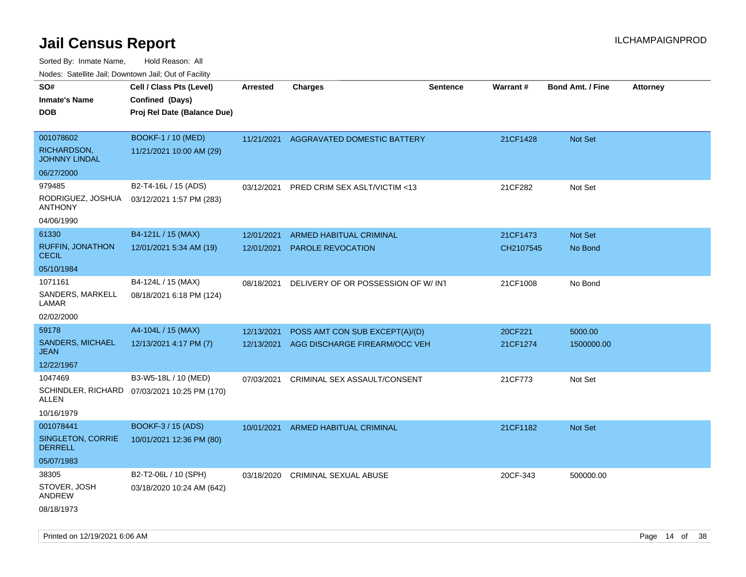# Jail Census Report

ILCHAMPAIGNPROD

Sorted By: Inmate Name, Hold Reason: All

Nodes: Satellite Jail; Downtown Jail; Out of Facility

| SO# / Inmate's Name / DOB | Cell / Class Pts (Level) / Confined (Days) / Proj Rel Date (Balance Due) | Arrested | Charges | Sentence | Warrant # | Bond Amt. / Fine | Attorney |
|---|---|---|---|---|---|---|---|
| 001078602 RICHARDSON, JOHNNY LINDAL 06/27/2000 | BOOKF-1 / 10 (MED) 11/21/2021 10:00 AM (29) | 11/21/2021 | AGGRAVATED DOMESTIC BATTERY | | 21CF1428 | Not Set | |
| 979485 RODRIGUEZ, JOSHUA ANTHONY 04/06/1990 | B2-T4-16L / 15 (ADS) 03/12/2021 1:57 PM (283) | 03/12/2021 | PRED CRIM SEX ASLT/VICTIM <13 | | 21CF282 | Not Set | |
| 61330 RUFFIN, JONATHON CECIL 05/10/1984 | B4-121L / 15 (MAX) 12/01/2021 5:34 AM (19) | 12/01/2021 | ARMED HABITUAL CRIMINAL | | 21CF1473 | Not Set | |
| | | 12/01/2021 | PAROLE REVOCATION | | CH2107545 | No Bond | |
| 1071161 SANDERS, MARKELL LAMAR 02/02/2000 | B4-124L / 15 (MAX) 08/18/2021 6:18 PM (124) | 08/18/2021 | DELIVERY OF OR POSSESSION OF W/ INT | | 21CF1008 | No Bond | |
| 59178 SANDERS, MICHAEL JEAN 12/22/1967 | A4-104L / 15 (MAX) 12/13/2021 4:17 PM (7) | 12/13/2021 | POSS AMT CON SUB EXCEPT(A)/(D) | | 20CF221 | 5000.00 | |
| | | 12/13/2021 | AGG DISCHARGE FIREARM/OCC VEH | | 21CF1274 | 1500000.00 | |
| 1047469 SCHINDLER, RICHARD ALLEN 10/16/1979 | B3-W5-18L / 10 (MED) 07/03/2021 10:25 PM (170) | 07/03/2021 | CRIMINAL SEX ASSAULT/CONSENT | | 21CF773 | Not Set | |
| 001078441 SINGLETON, CORRIE DERRELL 05/07/1983 | BOOKF-3 / 15 (ADS) 10/01/2021 12:36 PM (80) | 10/01/2021 | ARMED HABITUAL CRIMINAL | | 21CF1182 | Not Set | |
| 38305 STOVER, JOSH ANDREW 08/18/1973 | B2-T2-06L / 10 (SPH) 03/18/2020 10:24 AM (642) | 03/18/2020 | CRIMINAL SEXUAL ABUSE | | 20CF-343 | 500000.00 | |

Printed on 12/19/2021 6:06 AM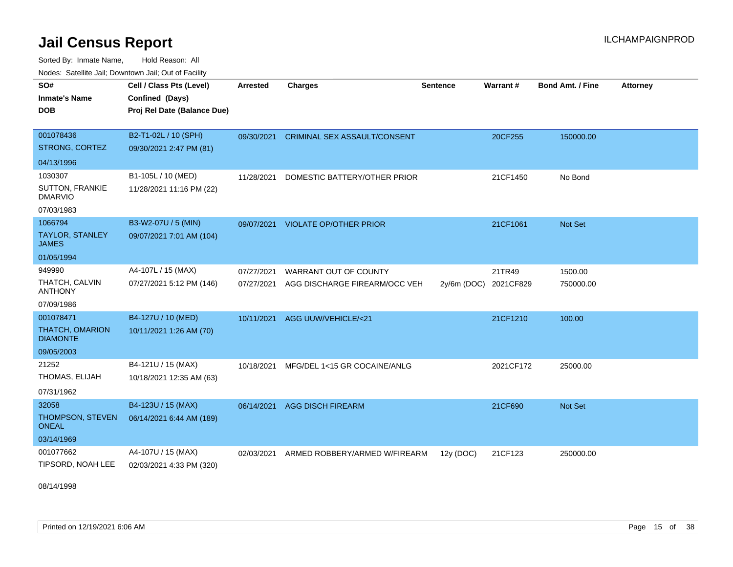# Jail Census Report

ILCHAMPAIGNPROD

Sorted By: Inmate Name, Hold Reason: All

Nodes: Satellite Jail; Downtown Jail; Out of Facility

| SO# / Inmate's Name / DOB | Cell / Class Pts (Level) / Confined (Days) / Proj Rel Date (Balance Due) | Arrested | Charges | Sentence | Warrant # | Bond Amt. / Fine | Attorney |
|---|---|---|---|---|---|---|---|
| 001078436<br>STRONG, CORTEZ<br>04/13/1996 | B2-T1-02L / 10 (SPH)<br>09/30/2021 2:47 PM (81) | 09/30/2021 | CRIMINAL SEX ASSAULT/CONSENT | | 20CF255 | 150000.00 | |
| 1030307<br>SUTTON, FRANKIE DMARVIO<br>07/03/1983 | B1-105L / 10 (MED)<br>11/28/2021 11:16 PM (22) | 11/28/2021 | DOMESTIC BATTERY/OTHER PRIOR | | 21CF1450 | No Bond | |
| 1066794<br>TAYLOR, STANLEY JAMES<br>01/05/1994 | B3-W2-07U / 5 (MIN)<br>09/07/2021 7:01 AM (104) | 09/07/2021 | VIOLATE OP/OTHER PRIOR | | 21CF1061 | Not Set | |
| 949990<br>THATCH, CALVIN ANTHONY<br>07/09/1986 | A4-107L / 15 (MAX)<br>07/27/2021 5:12 PM (146) | 07/27/2021 | WARRANT OUT OF COUNTY | | 21TR49 | 1500.00 | |
| | | 07/27/2021 | AGG DISCHARGE FIREARM/OCC VEH | 2y/6m (DOC) | 2021CF829 | 750000.00 | |
| 001078471<br>THATCH, OMARION DIAMONTE<br>09/05/2003 | B4-127U / 10 (MED)<br>10/11/2021 1:26 AM (70) | 10/11/2021 | AGG UUW/VEHICLE/<21 | | 21CF1210 | 100.00 | |
| 21252<br>THOMAS, ELIJAH<br>07/31/1962 | B4-121U / 15 (MAX)<br>10/18/2021 12:35 AM (63) | 10/18/2021 | MFG/DEL 1<15 GR COCAINE/ANLG | | 2021CF172 | 25000.00 | |
| 32058<br>THOMPSON, STEVEN ONEAL<br>03/14/1969 | B4-123U / 15 (MAX)<br>06/14/2021 6:44 AM (189) | 06/14/2021 | AGG DISCH FIREARM | | 21CF690 | Not Set | |
| 001077662<br>TIPSORD, NOAH LEE<br>08/14/1998 | A4-107U / 15 (MAX)<br>02/03/2021 4:33 PM (320) | 02/03/2021 | ARMED ROBBERY/ARMED W/FIREARM | 12y (DOC) | 21CF123 | 250000.00 | |

Printed on 12/19/2021 6:06 AM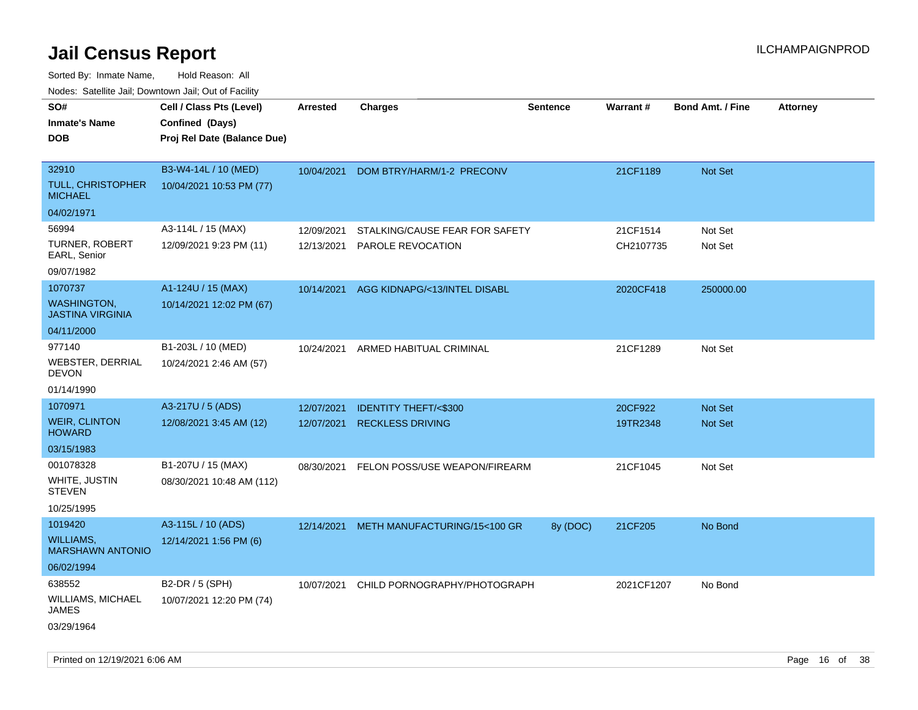# Jail Census Report

ILCHAMPAIGNPROD

Sorted By: Inmate Name, Hold Reason: All

Nodes: Satellite Jail; Downtown Jail; Out of Facility

| SO# / Inmate's Name / DOB | Cell / Class Pts (Level) / Confined (Days) / Proj Rel Date (Balance Due) | Arrested | Charges | Sentence | Warrant # | Bond Amt. / Fine | Attorney |
|---|---|---|---|---|---|---|---|
| 32910<br>TULL, CHRISTOPHER MICHAEL<br>04/02/1971 | B3-W4-14L / 10 (MED)<br>10/04/2021 10:53 PM (77) | 10/04/2021 | DOM BTRY/HARM/1-2 PRECONV | | 21CF1189 | Not Set | |
| 56994<br>TURNER, ROBERT EARL, Senior<br>09/07/1982 | A3-114L / 15 (MAX)<br>12/09/2021 9:23 PM (11) | 12/09/2021<br>12/13/2021 | STALKING/CAUSE FEAR FOR SAFETY<br>PAROLE REVOCATION | | 21CF1514<br>CH2107735 | Not Set<br>Not Set | |
| 1070737<br>WASHINGTON, JASTINA VIRGINIA<br>04/11/2000 | A1-124U / 15 (MAX)<br>10/14/2021 12:02 PM (67) | 10/14/2021 | AGG KIDNAPG/<13/INTEL DISABL | | 2020CF418 | 250000.00 | |
| 977140<br>WEBSTER, DERRIAL DEVON<br>01/14/1990 | B1-203L / 10 (MED)<br>10/24/2021 2:46 AM (57) | 10/24/2021 | ARMED HABITUAL CRIMINAL | | 21CF1289 | Not Set | |
| 1070971<br>WEIR, CLINTON HOWARD<br>03/15/1983 | A3-217U / 5 (ADS)<br>12/08/2021 3:45 AM (12) | 12/07/2021<br>12/07/2021 | IDENTITY THEFT/<$300<br>RECKLESS DRIVING | | 20CF922<br>19TR2348 | Not Set<br>Not Set | |
| 001078328<br>WHITE, JUSTIN STEVEN<br>10/25/1995 | B1-207U / 15 (MAX)<br>08/30/2021 10:48 AM (112) | 08/30/2021 | FELON POSS/USE WEAPON/FIREARM | | 21CF1045 | Not Set | |
| 1019420<br>WILLIAMS, MARSHAWN ANTONIO<br>06/02/1994 | A3-115L / 10 (ADS)<br>12/14/2021 1:56 PM (6) | 12/14/2021 | METH MANUFACTURING/15<100 GR | 8y (DOC) | 21CF205 | No Bond | |
| 638552<br>WILLIAMS, MICHAEL JAMES<br>03/29/1964 | B2-DR / 5 (SPH)<br>10/07/2021 12:20 PM (74) | 10/07/2021 | CHILD PORNOGRAPHY/PHOTOGRAPH | | 2021CF1207 | No Bond | |

Printed on 12/19/2021 6:06 AM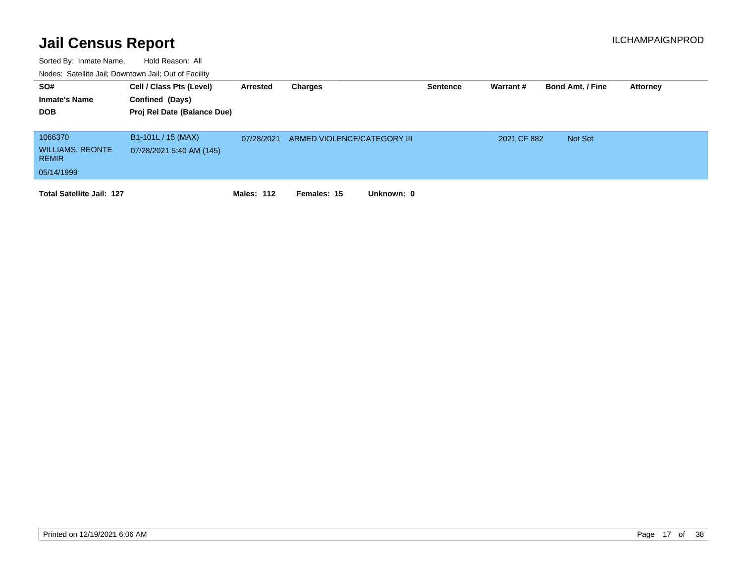# Jail Census Report

ILCHAMPAIGNPROD

Sorted By: Inmate Name, Hold Reason: All

Nodes: Satellite Jail; Downtown Jail; Out of Facility

| SO# / Inmate's Name / DOB | Cell / Class Pts (Level) / Confined (Days) / Proj Rel Date (Balance Due) | Arrested | Charges | Sentence | Warrant # | Bond Amt. / Fine | Attorney |
|---|---|---|---|---|---|---|---|
| 1066370 WILLIAMS, REONTE REMIR 05/14/1999 | B1-101L / 15 (MAX) 07/28/2021 5:40 AM (145) | 07/28/2021 | ARMED VIOLENCE/CATEGORY III | | 2021 CF 882 | Not Set | |

**Total Satellite Jail: 127** **Males: 112** **Females: 15** **Unknown: 0**

Printed on 12/19/2021 6:06 AM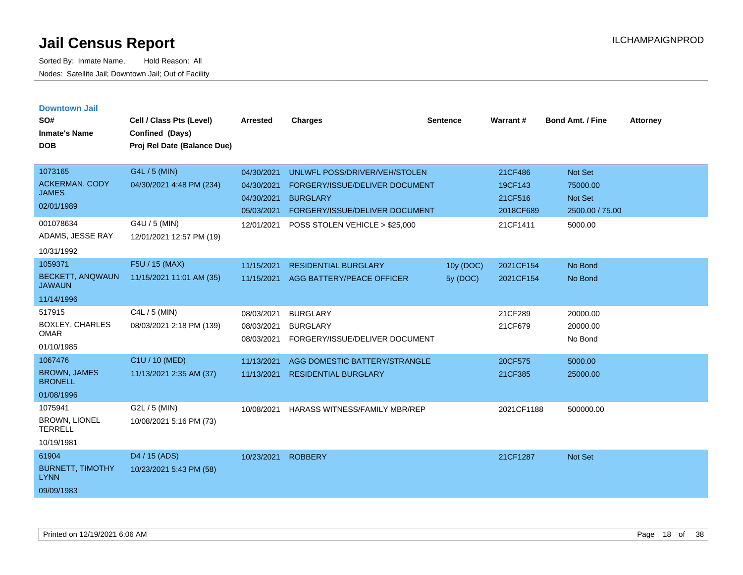# Jail Census Report

Sorted By: Inmate Name, Hold Reason: All
Nodes: Satellite Jail; Downtown Jail; Out of Facility

ILCHAMPAIGNPROD

## Downtown Jail

| SO# / Inmate's Name / DOB | Cell / Class Pts (Level) / Confined (Days) / Proj Rel Date (Balance Due) | Arrested | Charges | Sentence | Warrant # | Bond Amt. / Fine | Attorney |
|---|---|---|---|---|---|---|---|
| 1073165 ACKERMAN, CODY JAMES 02/01/1989 | G4L / 5 (MIN) 04/30/2021 4:48 PM (234) | 04/30/2021 | UNLWFL POSS/DRIVER/VEH/STOLEN | | 21CF486 | Not Set | |
| | | 04/30/2021 | FORGERY/ISSUE/DELIVER DOCUMENT | | 19CF143 | 75000.00 | |
| | | 04/30/2021 | BURGLARY | | 21CF516 | Not Set | |
| | | 05/03/2021 | FORGERY/ISSUE/DELIVER DOCUMENT | | 2018CF689 | 2500.00 / 75.00 | |
| 001078634 ADAMS, JESSE RAY 10/31/1992 | G4U / 5 (MIN) 12/01/2021 12:57 PM (19) | 12/01/2021 | POSS STOLEN VEHICLE > $25,000 | | 21CF1411 | 5000.00 | |
| 1059371 BECKETT, ANQWAUN JAWAUN 11/14/1996 | F5U / 15 (MAX) 11/15/2021 11:01 AM (35) | 11/15/2021 | RESIDENTIAL BURGLARY | 10y (DOC) | 2021CF154 | No Bond | |
| | | 11/15/2021 | AGG BATTERY/PEACE OFFICER | 5y (DOC) | 2021CF154 | No Bond | |
| 517915 BOXLEY, CHARLES OMAR 01/10/1985 | C4L / 5 (MIN) 08/03/2021 2:18 PM (139) | 08/03/2021 | BURGLARY | | 21CF289 | 20000.00 | |
| | | 08/03/2021 | BURGLARY | | 21CF679 | 20000.00 | |
| | | 08/03/2021 | FORGERY/ISSUE/DELIVER DOCUMENT | | | No Bond | |
| 1067476 BROWN, JAMES BRONELL 01/08/1996 | C1U / 10 (MED) 11/13/2021 2:35 AM (37) | 11/13/2021 | AGG DOMESTIC BATTERY/STRANGLE | | 20CF575 | 5000.00 | |
| | | 11/13/2021 | RESIDENTIAL BURGLARY | | 21CF385 | 25000.00 | |
| 1075941 BROWN, LIONEL TERRELL 10/19/1981 | G2L / 5 (MIN) 10/08/2021 5:16 PM (73) | 10/08/2021 | HARASS WITNESS/FAMILY MBR/REP | | 2021CF1188 | 500000.00 | |
| 61904 BURNETT, TIMOTHY LYNN 09/09/1983 | D4 / 15 (ADS) 10/23/2021 5:43 PM (58) | 10/23/2021 | ROBBERY | | 21CF1287 | Not Set | |

Printed on 12/19/2021 6:06 AM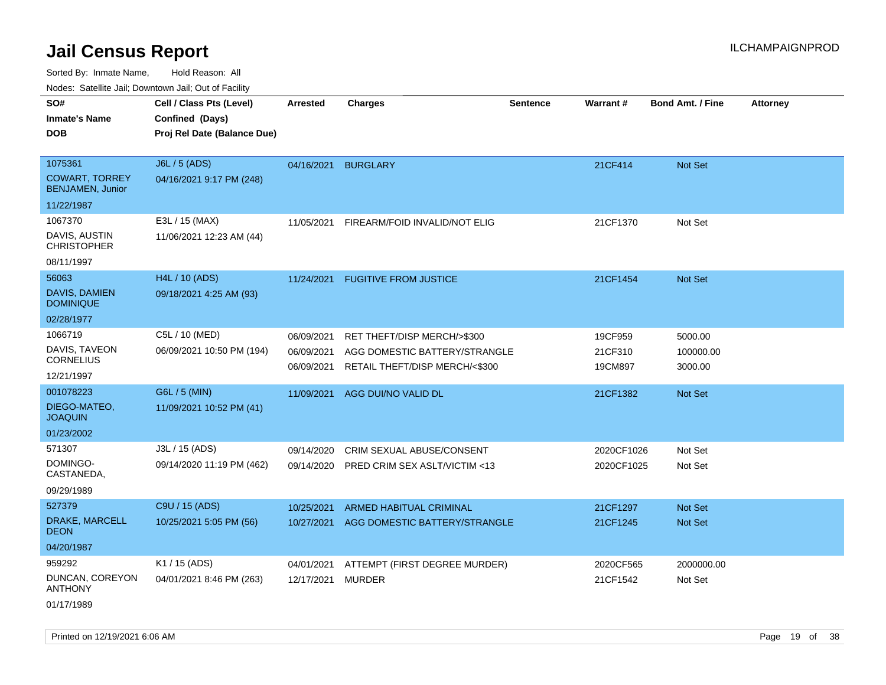# Jail Census Report

ILCHAMPAIGNPROD

Sorted By: Inmate Name, Hold Reason: All

Nodes: Satellite Jail; Downtown Jail; Out of Facility

| SO# / Inmate's Name / DOB | Cell / Class Pts (Level) / Confined (Days) / Proj Rel Date (Balance Due) | Arrested | Charges | Sentence | Warrant # | Bond Amt. / Fine | Attorney |
|---|---|---|---|---|---|---|---|
| 1075361<br>COWART, TORREY BENJAMEN, Junior<br>11/22/1987 | J6L / 5 (ADS)<br>04/16/2021 9:17 PM (248) | 04/16/2021 | BURGLARY | | 21CF414 | Not Set | |
| 1067370<br>DAVIS, AUSTIN CHRISTOPHER<br>08/11/1997 | E3L / 15 (MAX)<br>11/06/2021 12:23 AM (44) | 11/05/2021 | FIREARM/FOID INVALID/NOT ELIG | | 21CF1370 | Not Set | |
| 56063<br>DAVIS, DAMIEN DOMINIQUE<br>02/28/1977 | H4L / 10 (ADS)<br>09/18/2021 4:25 AM (93) | 11/24/2021 | FUGITIVE FROM JUSTICE | | 21CF1454 | Not Set | |
| 1066719<br>DAVIS, TAVEON CORNELIUS<br>12/21/1997 | C5L / 10 (MED)<br>06/09/2021 10:50 PM (194) | 06/09/2021<br>06/09/2021<br>06/09/2021 | RET THEFT/DISP MERCH/>$300<br>AGG DOMESTIC BATTERY/STRANGLE<br>RETAIL THEFT/DISP MERCH/<$300 | | 19CF959<br>21CF310<br>19CM897 | 5000.00<br>100000.00<br>3000.00 | |
| 001078223<br>DIEGO-MATEO, JOAQUIN<br>01/23/2002 | G6L / 5 (MIN)<br>11/09/2021 10:52 PM (41) | 11/09/2021 | AGG DUI/NO VALID DL | | 21CF1382 | Not Set | |
| 571307<br>DOMINGO-CASTANEDA,<br>09/29/1989 | J3L / 15 (ADS)<br>09/14/2020 11:19 PM (462) | 09/14/2020<br>09/14/2020 | CRIM SEXUAL ABUSE/CONSENT<br>PRED CRIM SEX ASLT/VICTIM <13 | | 2020CF1026<br>2020CF1025 | Not Set<br>Not Set | |
| 527379<br>DRAKE, MARCELL DEON<br>04/20/1987 | C9U / 15 (ADS)<br>10/25/2021 5:05 PM (56) | 10/25/2021<br>10/27/2021 | ARMED HABITUAL CRIMINAL<br>AGG DOMESTIC BATTERY/STRANGLE | | 21CF1297<br>21CF1245 | Not Set<br>Not Set | |
| 959292<br>DUNCAN, COREYON ANTHONY<br>01/17/1989 | K1 / 15 (ADS)<br>04/01/2021 8:46 PM (263) | 04/01/2021<br>12/17/2021 | ATTEMPT (FIRST DEGREE MURDER)<br>MURDER | | 2020CF565<br>21CF1542 | 2000000.00<br>Not Set | |

Printed on 12/19/2021 6:06 AM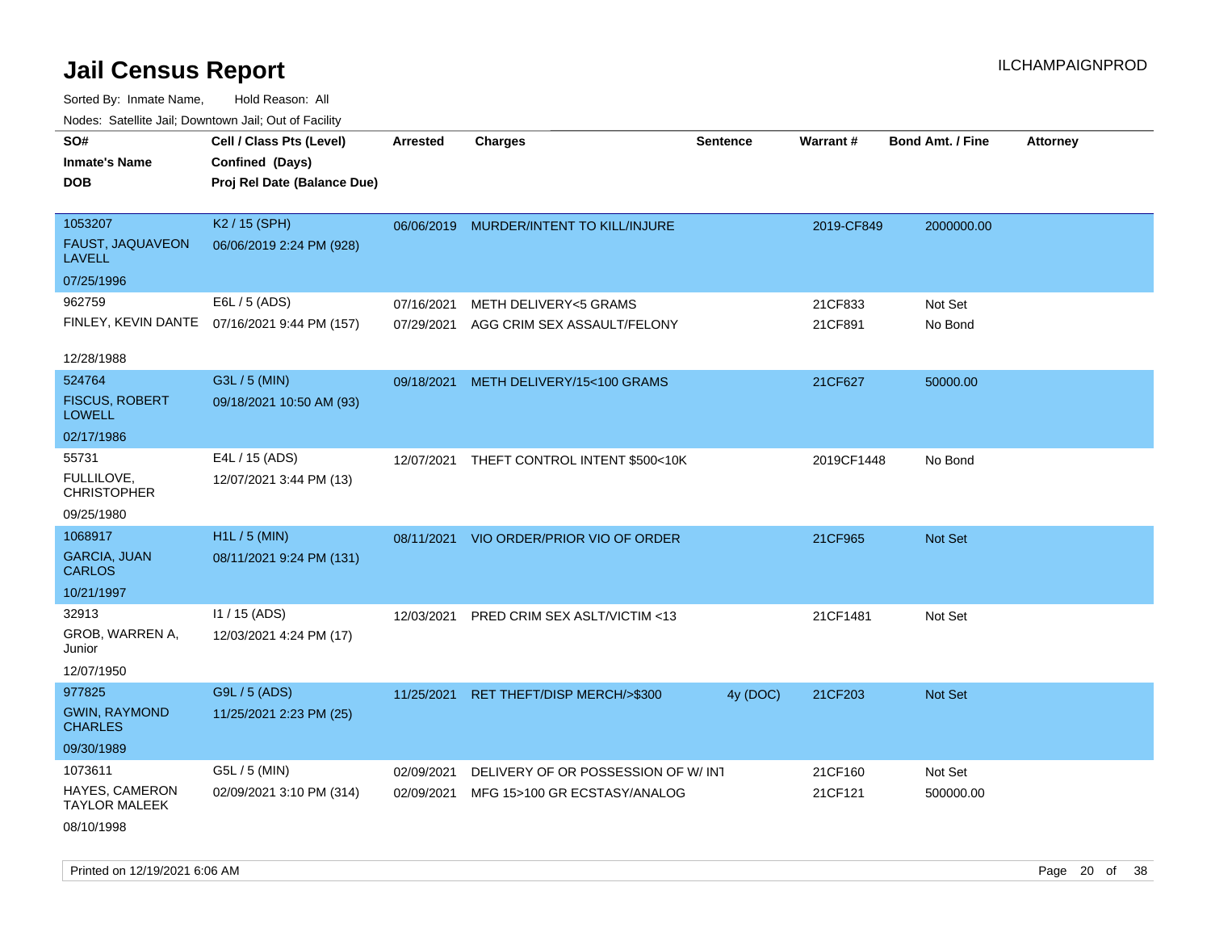# Jail Census Report

Sorted By: Inmate Name, Hold Reason: All

Nodes: Satellite Jail; Downtown Jail; Out of Facility

| SO# / Inmate's Name / DOB | Cell / Class Pts (Level) / Confined (Days) / Proj Rel Date (Balance Due) | Arrested | Charges | Sentence | Warrant # | Bond Amt. / Fine | Attorney |
|---|---|---|---|---|---|---|---|
| 1053207 FAUST, JAQUAVEON LAVELL 07/25/1996 | K2 / 15 (SPH) 06/06/2019 2:24 PM (928) | 06/06/2019 | MURDER/INTENT TO KILL/INJURE | | 2019-CF849 | 2000000.00 | |
| 962759 FINLEY, KEVIN DANTE 12/28/1988 | E6L / 5 (ADS) 07/16/2021 9:44 PM (157) | 07/16/2021 | METH DELIVERY<5 GRAMS | | 21CF833 | Not Set | |
| | | 07/29/2021 | AGG CRIM SEX ASSAULT/FELONY | | 21CF891 | No Bond | |
| 524764 FISCUS, ROBERT LOWELL 02/17/1986 | G3L / 5 (MIN) 09/18/2021 10:50 AM (93) | 09/18/2021 | METH DELIVERY/15<100 GRAMS | | 21CF627 | 50000.00 | |
| 55731 FULLILOVE, CHRISTOPHER 09/25/1980 | E4L / 15 (ADS) 12/07/2021 3:44 PM (13) | 12/07/2021 | THEFT CONTROL INTENT $500<10K | | 2019CF1448 | No Bond | |
| 1068917 GARCIA, JUAN CARLOS 10/21/1997 | H1L / 5 (MIN) 08/11/2021 9:24 PM (131) | 08/11/2021 | VIO ORDER/PRIOR VIO OF ORDER | | 21CF965 | Not Set | |
| 32913 GROB, WARREN A, Junior 12/07/1950 | I1 / 15 (ADS) 12/03/2021 4:24 PM (17) | 12/03/2021 | PRED CRIM SEX ASLT/VICTIM <13 | | 21CF1481 | Not Set | |
| 977825 GWIN, RAYMOND CHARLES 09/30/1989 | G9L / 5 (ADS) 11/25/2021 2:23 PM (25) | 11/25/2021 | RET THEFT/DISP MERCH/>$300 | 4y (DOC) | 21CF203 | Not Set | |
| 1073611 HAYES, CAMERON TAYLOR MALEEK 08/10/1998 | G5L / 5 (MIN) 02/09/2021 3:10 PM (314) | 02/09/2021 | DELIVERY OF OR POSSESSION OF W/ INT | | 21CF160 | Not Set | |
| | | 02/09/2021 | MFG 15>100 GR ECSTASY/ANALOG | | 21CF121 | 500000.00 | |

Printed on 12/19/2021 6:06 AM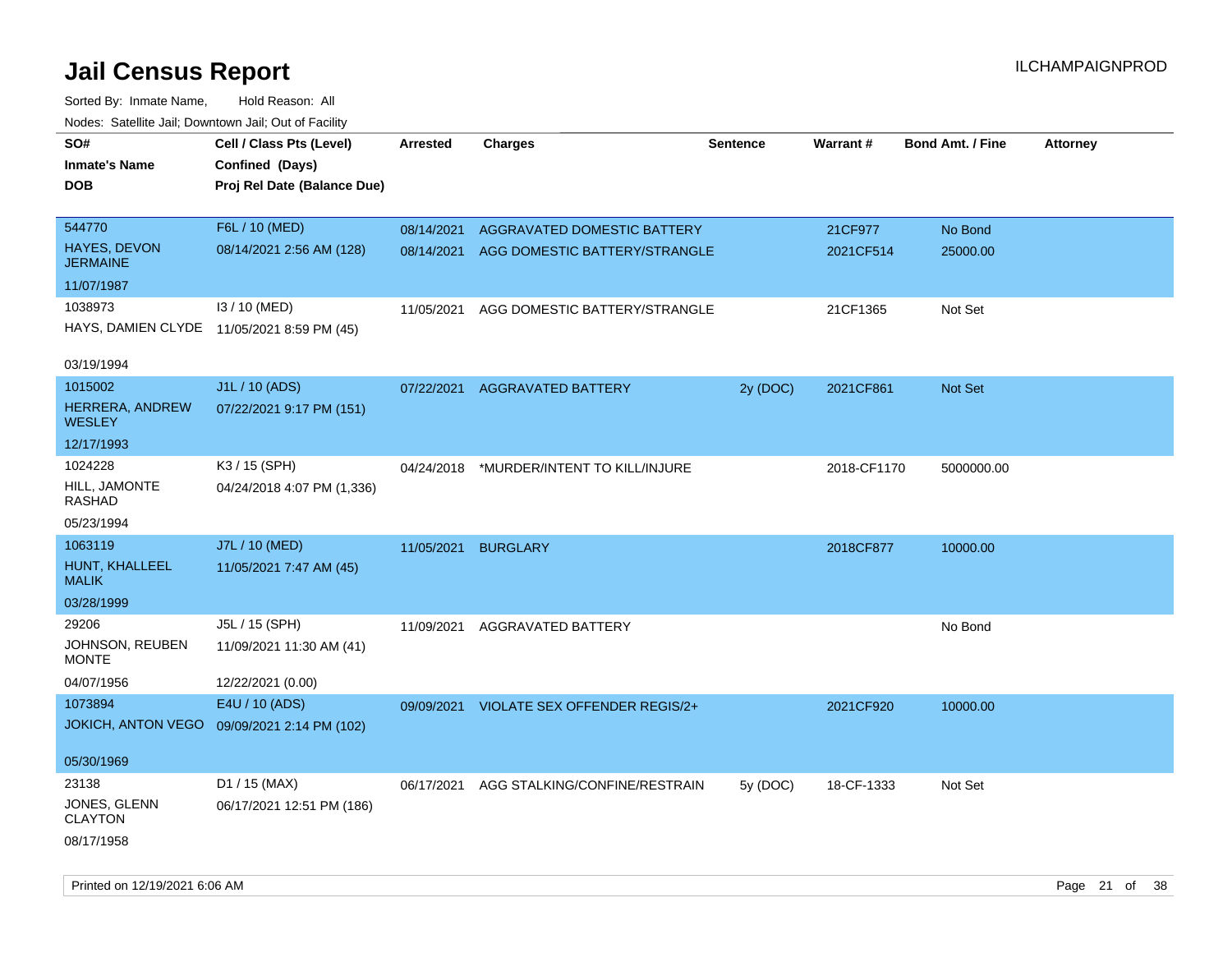# Jail Census Report

Sorted By: Inmate Name, Hold Reason: All

Nodes: Satellite Jail; Downtown Jail; Out of Facility

| SO# / Inmate's Name / DOB | Cell / Class Pts (Level) / Confined (Days) / Proj Rel Date (Balance Due) | Arrested | Charges | Sentence | Warrant # | Bond Amt. / Fine | Attorney |
|---|---|---|---|---|---|---|---|
| 544770 HAYES, DEVON JERMAINE 11/07/1987 | F6L / 10 (MED) 08/14/2021 2:56 AM (128) | 08/14/2021 | AGGRAVATED DOMESTIC BATTERY | | 21CF977 | No Bond | |
| | | 08/14/2021 | AGG DOMESTIC BATTERY/STRANGLE | | 2021CF514 | 25000.00 | |
| 1038973 HAYS, DAMIEN CLYDE 03/19/1994 | I3 / 10 (MED) 11/05/2021 8:59 PM (45) | 11/05/2021 | AGG DOMESTIC BATTERY/STRANGLE | | 21CF1365 | Not Set | |
| 1015002 HERRERA, ANDREW WESLEY 12/17/1993 | J1L / 10 (ADS) 07/22/2021 9:17 PM (151) | 07/22/2021 | AGGRAVATED BATTERY | 2y (DOC) | 2021CF861 | Not Set | |
| 1024228 HILL, JAMONTE RASHAD 05/23/1994 | K3 / 15 (SPH) 04/24/2018 4:07 PM (1,336) | 04/24/2018 | *MURDER/INTENT TO KILL/INJURE | | 2018-CF1170 | 5000000.00 | |
| 1063119 HUNT, KHALLEEL MALIK 03/28/1999 | J7L / 10 (MED) 11/05/2021 7:47 AM (45) | 11/05/2021 | BURGLARY | | 2018CF877 | 10000.00 | |
| 29206 JOHNSON, REUBEN MONTE 04/07/1956 | J5L / 15 (SPH) 11/09/2021 11:30 AM (41) 12/22/2021 (0.00) | 11/09/2021 | AGGRAVATED BATTERY | | | No Bond | |
| 1073894 JOKICH, ANTON VEGO 05/30/1969 | E4U / 10 (ADS) 09/09/2021 2:14 PM (102) | 09/09/2021 | VIOLATE SEX OFFENDER REGIS/2+ | | 2021CF920 | 10000.00 | |
| 23138 JONES, GLENN CLAYTON 08/17/1958 | D1 / 15 (MAX) 06/17/2021 12:51 PM (186) | 06/17/2021 | AGG STALKING/CONFINE/RESTRAIN | 5y (DOC) | 18-CF-1333 | Not Set | |

Printed on 12/19/2021 6:06 AM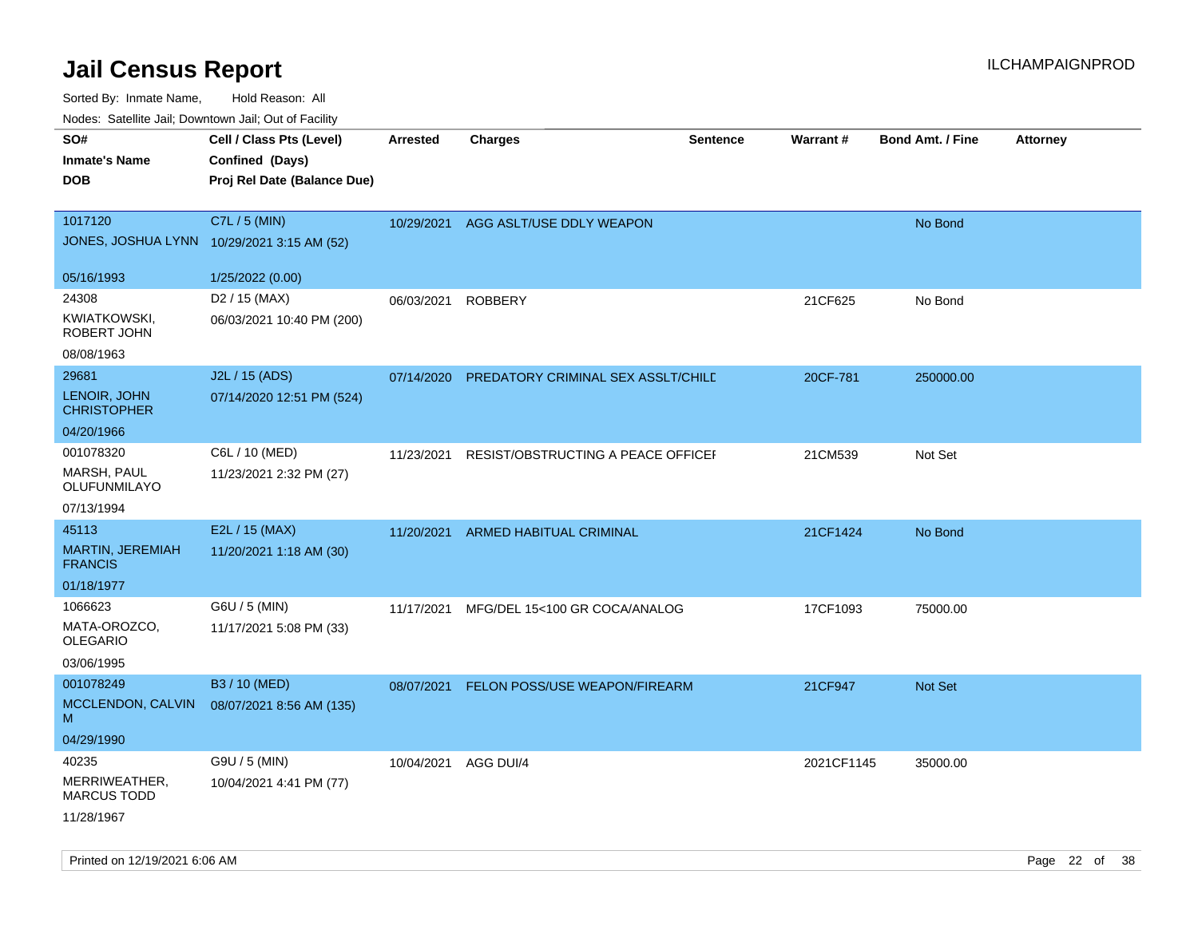# Jail Census Report

ILCHAMPAIGNPROD

Sorted By: Inmate Name, Hold Reason: All

Nodes: Satellite Jail; Downtown Jail; Out of Facility

| SO# / Inmate's Name / DOB | Cell / Class Pts (Level) / Confined (Days) / Proj Rel Date (Balance Due) | Arrested | Charges | Sentence | Warrant # | Bond Amt. / Fine | Attorney |
|---|---|---|---|---|---|---|---|
| 1017120 JONES, JOSHUA LYNN 05/16/1993 | C7L / 5 (MIN) 10/29/2021 3:15 AM (52) 1/25/2022 (0.00) | 10/29/2021 | AGG ASLT/USE DDLY WEAPON | | | No Bond | |
| 24308 KWIATKOWSKI, ROBERT JOHN 08/08/1963 | D2 / 15 (MAX) 06/03/2021 10:40 PM (200) | 06/03/2021 | ROBBERY | | 21CF625 | No Bond | |
| 29681 LENOIR, JOHN CHRISTOPHER 04/20/1966 | J2L / 15 (ADS) 07/14/2020 12:51 PM (524) | 07/14/2020 | PREDATORY CRIMINAL SEX ASSLT/CHILD | | 20CF-781 | 250000.00 | |
| 001078320 MARSH, PAUL OLUFUNMILAYO 07/13/1994 | C6L / 10 (MED) 11/23/2021 2:32 PM (27) | 11/23/2021 | RESIST/OBSTRUCTING A PEACE OFFICER | | 21CM539 | Not Set | |
| 45113 MARTIN, JEREMIAH FRANCIS 01/18/1977 | E2L / 15 (MAX) 11/20/2021 1:18 AM (30) | 11/20/2021 | ARMED HABITUAL CRIMINAL | | 21CF1424 | No Bond | |
| 1066623 MATA-OROZCO, OLEGARIO 03/06/1995 | G6U / 5 (MIN) 11/17/2021 5:08 PM (33) | 11/17/2021 | MFG/DEL 15<100 GR COCA/ANALOG | | 17CF1093 | 75000.00 | |
| 001078249 MCCLENDON, CALVIN M 04/29/1990 | B3 / 10 (MED) 08/07/2021 8:56 AM (135) | 08/07/2021 | FELON POSS/USE WEAPON/FIREARM | | 21CF947 | Not Set | |
| 40235 MERRIWEATHER, MARCUS TODD 11/28/1967 | G9U / 5 (MIN) 10/04/2021 4:41 PM (77) | 10/04/2021 | AGG DUI/4 | | 2021CF1145 | 35000.00 | |

Printed on 12/19/2021 6:06 AM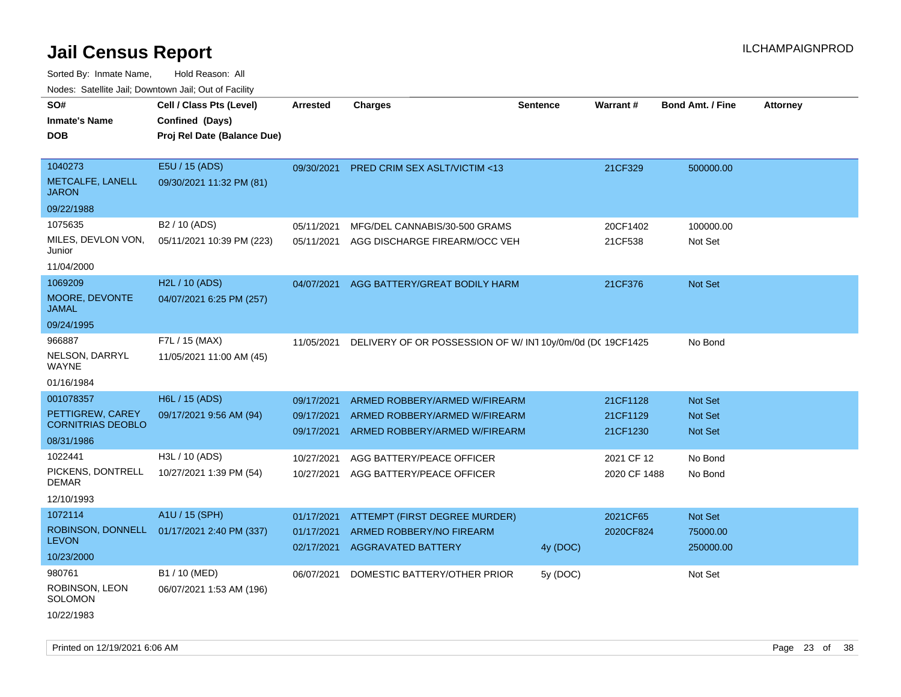# Jail Census Report

ILCHAMPAIGNPROD

Sorted By: Inmate Name, Hold Reason: All

Nodes: Satellite Jail; Downtown Jail; Out of Facility

| SO# / Inmate's Name / DOB | Cell / Class Pts (Level) / Confined (Days) / Proj Rel Date (Balance Due) | Arrested | Charges | Sentence | Warrant # | Bond Amt. / Fine | Attorney |
|---|---|---|---|---|---|---|---|
| 1040273 METCALFE, LANELL JARON 09/22/1988 | E5U / 15 (ADS) 09/30/2021 11:32 PM (81) | 09/30/2021 | PRED CRIM SEX ASLT/VICTIM <13 | | 21CF329 | 500000.00 | |
| 1075635 MILES, DEVLON VON, Junior 11/04/2000 | B2 / 10 (ADS) 05/11/2021 10:39 PM (223) | 05/11/2021 | MFG/DEL CANNABIS/30-500 GRAMS | | 20CF1402 | 100000.00 | |
| | | 05/11/2021 | AGG DISCHARGE FIREARM/OCC VEH | | 21CF538 | Not Set | |
| 1069209 MOORE, DEVONTE JAMAL 09/24/1995 | H2L / 10 (ADS) 04/07/2021 6:25 PM (257) | 04/07/2021 | AGG BATTERY/GREAT BODILY HARM | | 21CF376 | Not Set | |
| 966887 NELSON, DARRYL WAYNE 01/16/1984 | F7L / 15 (MAX) 11/05/2021 11:00 AM (45) | 11/05/2021 | DELIVERY OF OR POSSESSION OF W/ INT | 10y/0m/0d (DC | 19CF1425 | No Bond | |
| 001078357 PETTIGREW, CAREY CORNITRIAS DEOBLO 08/31/1986 | H6L / 15 (ADS) 09/17/2021 9:56 AM (94) | 09/17/2021 | ARMED ROBBERY/ARMED W/FIREARM | | 21CF1128 | Not Set | |
| | | 09/17/2021 | ARMED ROBBERY/ARMED W/FIREARM | | 21CF1129 | Not Set | |
| | | 09/17/2021 | ARMED ROBBERY/ARMED W/FIREARM | | 21CF1230 | Not Set | |
| 1022441 PICKENS, DONTRELL DEMAR 12/10/1993 | H3L / 10 (ADS) 10/27/2021 1:39 PM (54) | 10/27/2021 | AGG BATTERY/PEACE OFFICER | | 2021 CF 12 | No Bond | |
| | | 10/27/2021 | AGG BATTERY/PEACE OFFICER | | 2020 CF 1488 | No Bond | |
| 1072114 ROBINSON, DONNELL LEVON 10/23/2000 | A1U / 15 (SPH) 01/17/2021 2:40 PM (337) | 01/17/2021 | ATTEMPT (FIRST DEGREE MURDER) | | 2021CF65 | Not Set | |
| | | 01/17/2021 | ARMED ROBBERY/NO FIREARM | | 2020CF824 | 75000.00 | |
| | | 02/17/2021 | AGGRAVATED BATTERY | 4y (DOC) | | 250000.00 | |
| 980761 ROBINSON, LEON SOLOMON 10/22/1983 | B1 / 10 (MED) 06/07/2021 1:53 AM (196) | 06/07/2021 | DOMESTIC BATTERY/OTHER PRIOR | 5y (DOC) | | Not Set | |

Printed on 12/19/2021 6:06 AM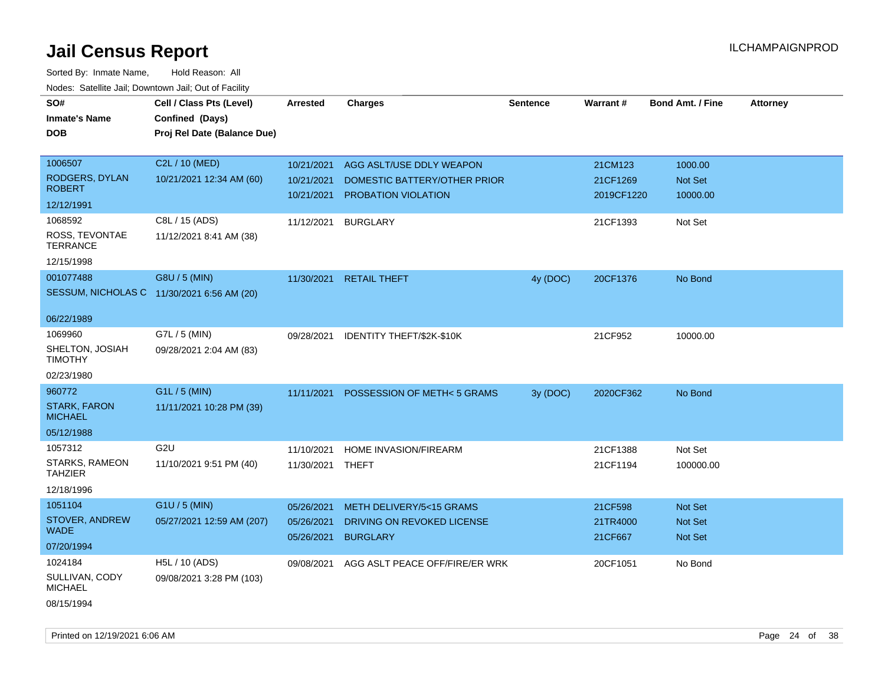# Jail Census Report

ILCHAMPAIGNPROD

Sorted By: Inmate Name, Hold Reason: All

Nodes: Satellite Jail; Downtown Jail; Out of Facility

| SO# / Inmate's Name / DOB | Cell / Class Pts (Level) / Confined (Days) / Proj Rel Date (Balance Due) | Arrested | Charges | Sentence | Warrant # | Bond Amt. / Fine | Attorney |
|---|---|---|---|---|---|---|---|
| 1006507<br>RODGERS, DYLAN ROBERT<br>12/12/1991 | C2L / 10 (MED)<br>10/21/2021 12:34 AM (60) | 10/21/2021<br>10/21/2021<br>10/21/2021 | AGG ASLT/USE DDLY WEAPON<br>DOMESTIC BATTERY/OTHER PRIOR<br>PROBATION VIOLATION | | 21CM123<br>21CF1269<br>2019CF1220 | 1000.00<br>Not Set<br>10000.00 | |
| 1068592<br>ROSS, TEVONTAE TERRANCE<br>12/15/1998 | C8L / 15 (ADS)<br>11/12/2021 8:41 AM (38) | 11/12/2021 | BURGLARY | | 21CF1393 | Not Set | |
| 001077488<br>SESSUM, NICHOLAS C<br>06/22/1989 | G8U / 5 (MIN)<br>11/30/2021 6:56 AM (20) | 11/30/2021 | RETAIL THEFT | 4y (DOC) | 20CF1376 | No Bond | |
| 1069960<br>SHELTON, JOSIAH TIMOTHY<br>02/23/1980 | G7L / 5 (MIN)<br>09/28/2021 2:04 AM (83) | 09/28/2021 | IDENTITY THEFT/$2K-$10K | | 21CF952 | 10000.00 | |
| 960772<br>STARK, FARON MICHAEL<br>05/12/1988 | G1L / 5 (MIN)<br>11/11/2021 10:28 PM (39) | 11/11/2021 | POSSESSION OF METH< 5 GRAMS | 3y (DOC) | 2020CF362 | No Bond | |
| 1057312<br>STARKS, RAMEON TAHZIER<br>12/18/1996 | G2U<br>11/10/2021 9:51 PM (40) | 11/10/2021<br>11/30/2021 | HOME INVASION/FIREARM<br>THEFT | | 21CF1388<br>21CF1194 | Not Set<br>100000.00 | |
| 1051104<br>STOVER, ANDREW WADE<br>07/20/1994 | G1U / 5 (MIN)<br>05/27/2021 12:59 AM (207) | 05/26/2021<br>05/26/2021<br>05/26/2021 | METH DELIVERY/5<15 GRAMS<br>DRIVING ON REVOKED LICENSE<br>BURGLARY | | 21CF598<br>21TR4000<br>21CF667 | Not Set<br>Not Set<br>Not Set | |
| 1024184<br>SULLIVAN, CODY MICHAEL<br>08/15/1994 | H5L / 10 (ADS)<br>09/08/2021 3:28 PM (103) | 09/08/2021 | AGG ASLT PEACE OFF/FIRE/ER WRK | | 20CF1051 | No Bond | |

Printed on 12/19/2021 6:06 AM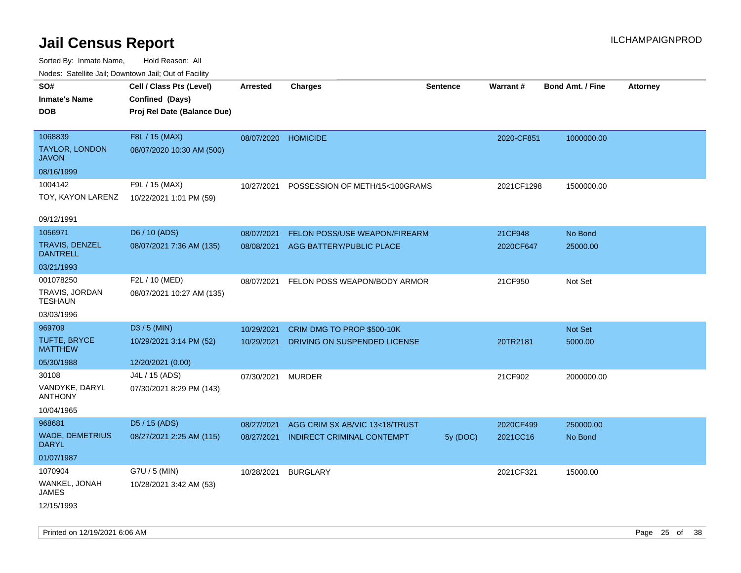# Jail Census Report

ILCHAMPAIGNPROD

Sorted By: Inmate Name, Hold Reason: All

Nodes: Satellite Jail; Downtown Jail; Out of Facility

| SO# / Inmate's Name / DOB | Cell / Class Pts (Level) / Confined (Days) / Proj Rel Date (Balance Due) | Arrested | Charges | Sentence | Warrant # | Bond Amt. / Fine | Attorney |
|---|---|---|---|---|---|---|---|
| 1068839<br>TAYLOR, LONDON JAVON<br>08/16/1999 | F8L / 15 (MAX)<br>08/07/2020 10:30 AM (500) | 08/07/2020 | HOMICIDE | | 2020-CF851 | 1000000.00 | |
| 1004142<br>TOY, KAYON LARENZ<br>09/12/1991 | F9L / 15 (MAX)<br>10/22/2021 1:01 PM (59) | 10/27/2021 | POSSESSION OF METH/15<100GRAMS | | 2021CF1298 | 1500000.00 | |
| 1056971<br>TRAVIS, DENZEL DANTRELL<br>03/21/1993 | D6 / 10 (ADS)<br>08/07/2021 7:36 AM (135) | 08/07/2021 | FELON POSS/USE WEAPON/FIREARM | | 21CF948 | No Bond | |
| | | 08/08/2021 | AGG BATTERY/PUBLIC PLACE | | 2020CF647 | 25000.00 | |
| 001078250<br>TRAVIS, JORDAN TESHAUN<br>03/03/1996 | F2L / 10 (MED)<br>08/07/2021 10:27 AM (135) | 08/07/2021 | FELON POSS WEAPON/BODY ARMOR | | 21CF950 | Not Set | |
| 969709<br>TUFTE, BRYCE MATTHEW<br>05/30/1988 | D3 / 5 (MIN)<br>10/29/2021 3:14 PM (52)<br>12/20/2021 (0.00) | 10/29/2021 | CRIM DMG TO PROP $500-10K | | | Not Set | |
| | | 10/29/2021 | DRIVING ON SUSPENDED LICENSE | | 20TR2181 | 5000.00 | |
| 30108<br>VANDYKE, DARYL ANTHONY<br>10/04/1965 | J4L / 15 (ADS)<br>07/30/2021 8:29 PM (143) | 07/30/2021 | MURDER | | 21CF902 | 2000000.00 | |
| 968681<br>WADE, DEMETRIUS DARYL<br>01/07/1987 | D5 / 15 (ADS)<br>08/27/2021 2:25 AM (115) | 08/27/2021 | AGG CRIM SX AB/VIC 13<18/TRUST | | 2020CF499 | 250000.00 | |
| | | 08/27/2021 | INDIRECT CRIMINAL CONTEMPT | 5y (DOC) | 2021CC16 | No Bond | |
| 1070904<br>WANKEL, JONAH JAMES<br>12/15/1993 | G7U / 5 (MIN)<br>10/28/2021 3:42 AM (53) | 10/28/2021 | BURGLARY | | 2021CF321 | 15000.00 | |

Printed on 12/19/2021 6:06 AM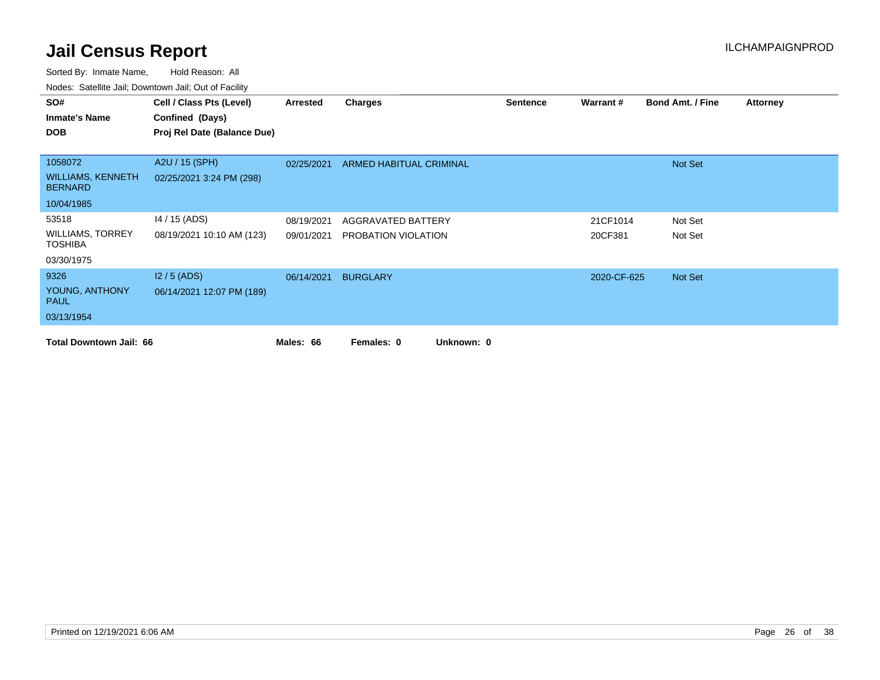# Jail Census Report

ILCHAMPAIGNPROD

Sorted By: Inmate Name, Hold Reason: All

Nodes: Satellite Jail; Downtown Jail; Out of Facility

| SO# / Inmate's Name / DOB | Cell / Class Pts (Level) / Confined (Days) / Proj Rel Date (Balance Due) | Arrested | Charges | Sentence | Warrant # | Bond Amt. / Fine | Attorney |
|---|---|---|---|---|---|---|---|
| 1058072 | A2U / 15 (SPH) | 02/25/2021 | ARMED HABITUAL CRIMINAL | | | Not Set | |
| WILLIAMS, KENNETH BERNARD | 02/25/2021 3:24 PM (298) | | | | | | |
| 10/04/1985 | | | | | | | |
| 53518 | I4 / 15 (ADS) | 08/19/2021 | AGGRAVATED BATTERY | | 21CF1014 | Not Set | |
| WILLIAMS, TORREY TOSHIBA | 08/19/2021 10:10 AM (123) | 09/01/2021 | PROBATION VIOLATION | | 20CF381 | Not Set | |
| 03/30/1975 | | | | | | | |
| 9326 | I2 / 5 (ADS) | 06/14/2021 | BURGLARY | | 2020-CF-625 | Not Set | |
| YOUNG, ANTHONY PAUL | 06/14/2021 12:07 PM (189) | | | | | | |
| 03/13/1954 | | | | | | | |

**Total Downtown Jail: 66** **Males: 66** **Females: 0** **Unknown: 0**

Printed on 12/19/2021 6:06 AM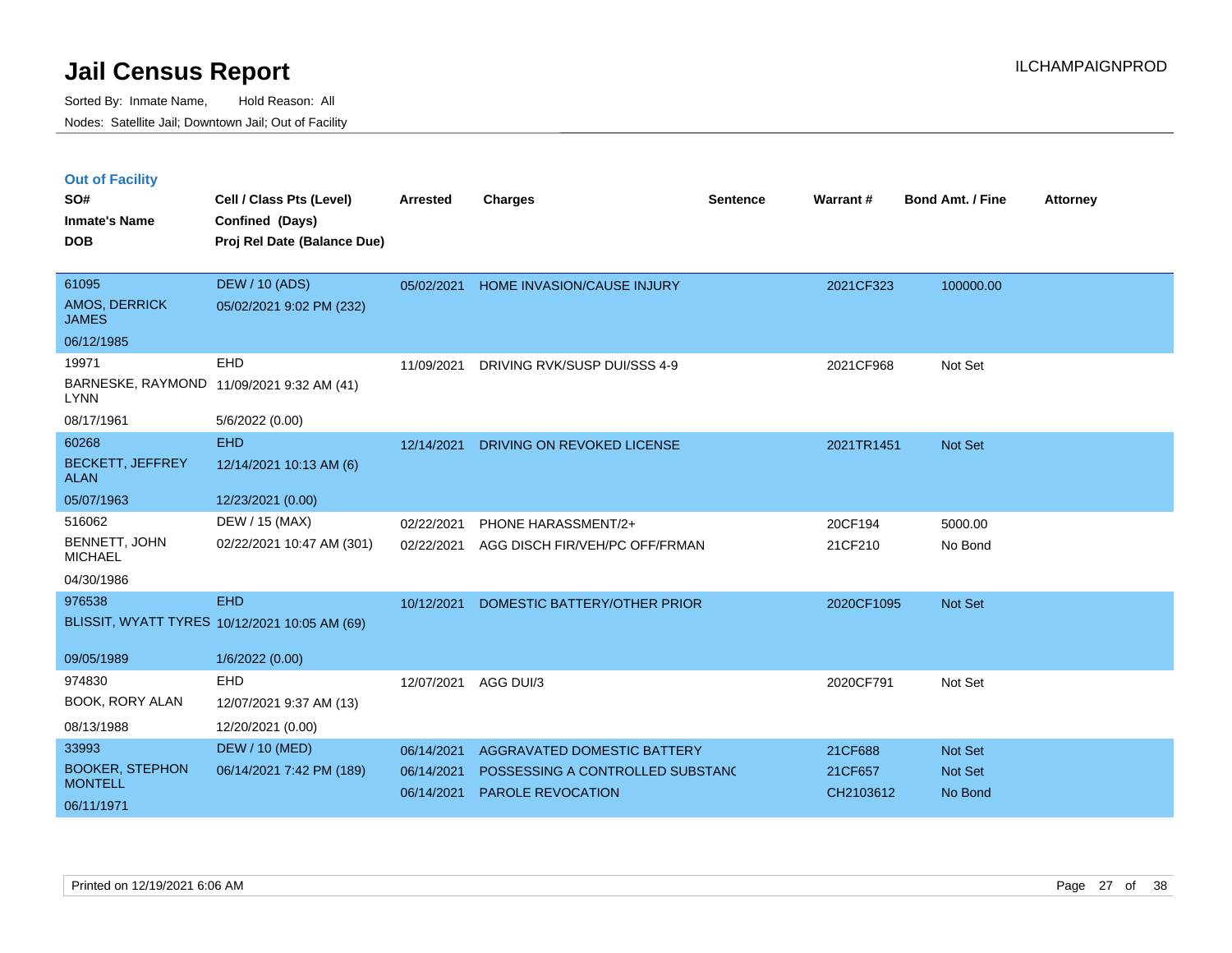# Jail Census Report

Sorted By: Inmate Name, Hold Reason: All

Nodes: Satellite Jail; Downtown Jail; Out of Facility

ILCHAMPAIGNPROD

## Out of Facility

| SO# / Inmate's Name / DOB | Cell / Class Pts (Level) / Confined (Days) / Proj Rel Date (Balance Due) | Arrested | Charges | Sentence | Warrant # | Bond Amt. / Fine | Attorney |
|---|---|---|---|---|---|---|---|
| 61095<br>AMOS, DERRICK JAMES<br>06/12/1985 | DEW / 10 (ADS)<br>05/02/2021 9:02 PM (232) | 05/02/2021 | HOME INVASION/CAUSE INJURY | | 2021CF323 | 100000.00 | |
| 19971<br>BARNESKE, RAYMOND LYNN<br>08/17/1961 | EHD<br>11/09/2021 9:32 AM (41)<br>5/6/2022 (0.00) | 11/09/2021 | DRIVING RVK/SUSP DUI/SSS 4-9 | | 2021CF968 | Not Set | |
| 60268<br>BECKETT, JEFFREY ALAN<br>05/07/1963 | EHD<br>12/14/2021 10:13 AM (6)<br>12/23/2021 (0.00) | 12/14/2021 | DRIVING ON REVOKED LICENSE | | 2021TR1451 | Not Set | |
| 516062<br>BENNETT, JOHN MICHAEL<br>04/30/1986 | DEW / 15 (MAX)<br>02/22/2021 10:47 AM (301) | 02/22/2021<br>02/22/2021 | PHONE HARASSMENT/2+<br>AGG DISCH FIR/VEH/PC OFF/FRMAN | | 20CF194<br>21CF210 | 5000.00<br>No Bond | |
| 976538<br>BLISSIT, WYATT TYRES<br>09/05/1989 | EHD<br>10/12/2021 10:05 AM (69)<br>1/6/2022 (0.00) | 10/12/2021 | DOMESTIC BATTERY/OTHER PRIOR | | 2020CF1095 | Not Set | |
| 974830<br>BOOK, RORY ALAN<br>08/13/1988 | EHD<br>12/07/2021 9:37 AM (13)<br>12/20/2021 (0.00) | 12/07/2021 | AGG DUI/3 | | 2020CF791 | Not Set | |
| 33993<br>BOOKER, STEPHON MONTELL<br>06/11/1971 | DEW / 10 (MED)<br>06/14/2021 7:42 PM (189) | 06/14/2021<br>06/14/2021<br>06/14/2021 | AGGRAVATED DOMESTIC BATTERY<br>POSSESSING A CONTROLLED SUBSTANC<br>PAROLE REVOCATION | | 21CF688<br>21CF657<br>CH2103612 | Not Set<br>Not Set<br>No Bond | |

Printed on 12/19/2021 6:06 AM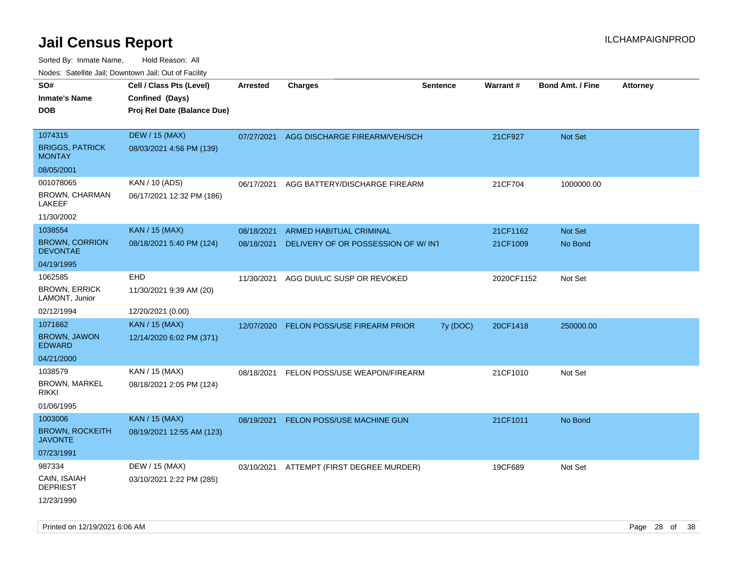# Jail Census Report

ILCHAMPAIGNPROD

Sorted By: Inmate Name, Hold Reason: All

Nodes: Satellite Jail; Downtown Jail; Out of Facility

| SO# / Inmate's Name / DOB | Cell / Class Pts (Level) / Confined (Days) / Proj Rel Date (Balance Due) | Arrested | Charges | Sentence | Warrant # | Bond Amt. / Fine | Attorney |
|---|---|---|---|---|---|---|---|
| 1074315<br>BRIGGS, PATRICK MONTAY<br>08/05/2001 | DEW / 15 (MAX)<br>08/03/2021 4:56 PM (139) | 07/27/2021 | AGG DISCHARGE FIREARM/VEH/SCH | | 21CF927 | Not Set | |
| 001078065<br>BROWN, CHARMAN LAKEEF<br>11/30/2002 | KAN / 10 (ADS)<br>06/17/2021 12:32 PM (186) | 06/17/2021 | AGG BATTERY/DISCHARGE FIREARM | | 21CF704 | 1000000.00 | |
| 1038554<br>BROWN, CORRION DEVONTAE<br>04/19/1995 | KAN / 15 (MAX)<br>08/18/2021 5:40 PM (124) | 08/18/2021<br>08/18/2021 | ARMED HABITUAL CRIMINAL<br>DELIVERY OF OR POSSESSION OF W/ INT | | 21CF1162<br>21CF1009 | Not Set<br>No Bond | |
| 1062585<br>BROWN, ERRICK LAMONT, Junior<br>02/12/1994 | EHD<br>11/30/2021 9:39 AM (20)<br>12/20/2021 (0.00) | 11/30/2021 | AGG DUI/LIC SUSP OR REVOKED | | 2020CF1152 | Not Set | |
| 1071662<br>BROWN, JAWON EDWARD<br>04/21/2000 | KAN / 15 (MAX)<br>12/14/2020 6:02 PM (371) | 12/07/2020 | FELON POSS/USE FIREARM PRIOR | 7y (DOC) | 20CF1418 | 250000.00 | |
| 1038579<br>BROWN, MARKEL RIKKI<br>01/06/1995 | KAN / 15 (MAX)<br>08/18/2021 2:05 PM (124) | 08/18/2021 | FELON POSS/USE WEAPON/FIREARM | | 21CF1010 | Not Set | |
| 1003006<br>BROWN, ROCKEITH JAVONTE<br>07/23/1991 | KAN / 15 (MAX)<br>08/19/2021 12:55 AM (123) | 08/19/2021 | FELON POSS/USE MACHINE GUN | | 21CF1011 | No Bond | |
| 987334<br>CAIN, ISAIAH DEPRIEST<br>12/23/1990 | DEW / 15 (MAX)<br>03/10/2021 2:22 PM (285) | 03/10/2021 | ATTEMPT (FIRST DEGREE MURDER) | | 19CF689 | Not Set | |

Printed on 12/19/2021 6:06 AM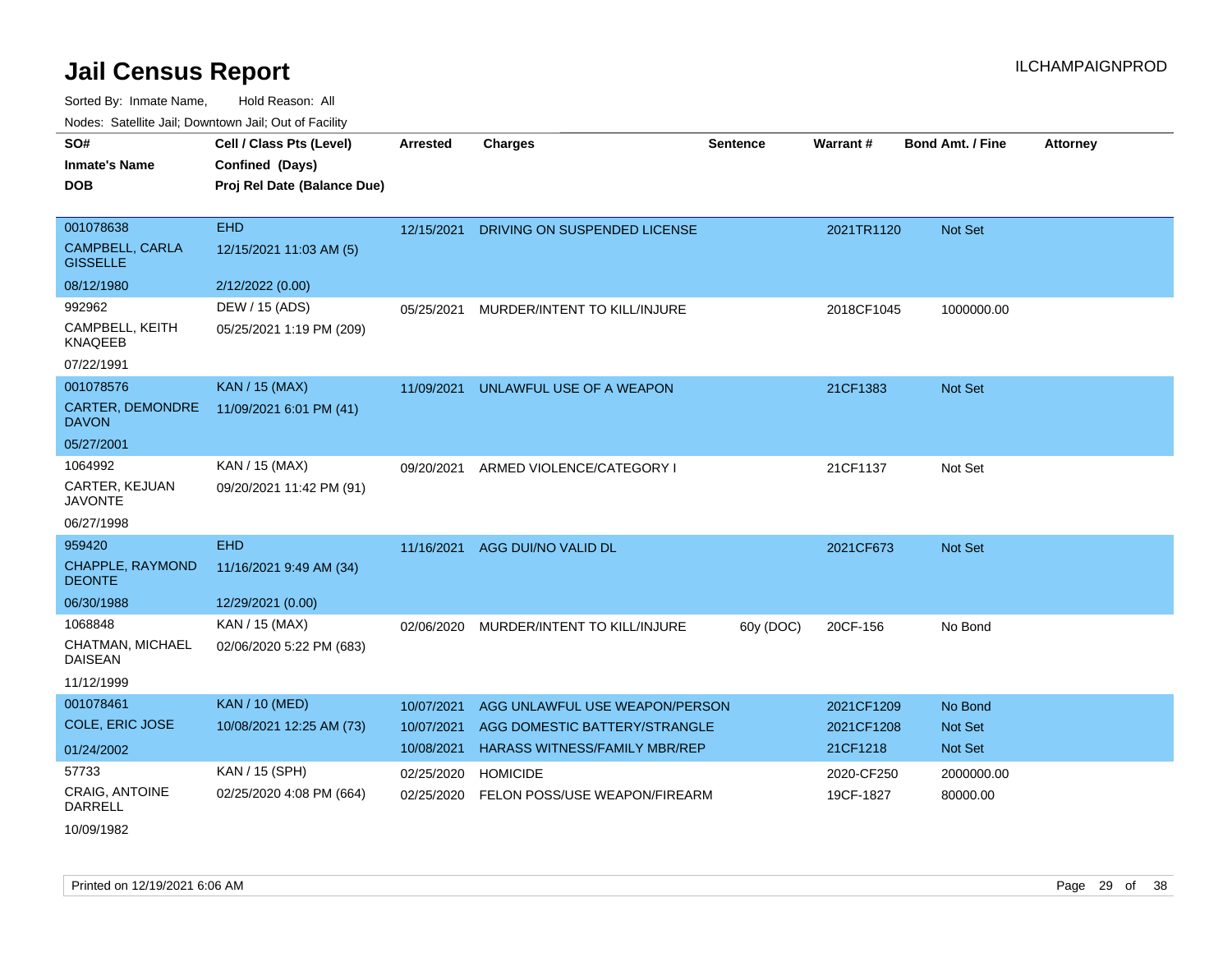# Jail Census Report

ILCHAMPAIGNPROD

Sorted By: Inmate Name, Hold Reason: All

Nodes: Satellite Jail; Downtown Jail; Out of Facility

| SO# / Inmate's Name / DOB | Cell / Class Pts (Level) / Confined (Days) / Proj Rel Date (Balance Due) | Arrested | Charges | Sentence | Warrant # | Bond Amt. / Fine | Attorney |
|---|---|---|---|---|---|---|---|
| 001078638<br>CAMPBELL, CARLA GISSELLE<br>08/12/1980 | EHD<br>12/15/2021 11:03 AM (5)<br>2/12/2022 (0.00) | 12/15/2021 | DRIVING ON SUSPENDED LICENSE | | 2021TR1120 | Not Set | |
| 992962<br>CAMPBELL, KEITH KNAQEEB<br>07/22/1991 | DEW / 15 (ADS)<br>05/25/2021 1:19 PM (209) | 05/25/2021 | MURDER/INTENT TO KILL/INJURE | | 2018CF1045 | 1000000.00 | |
| 001078576<br>CARTER, DEMONDRE DAVON<br>05/27/2001 | KAN / 15 (MAX)<br>11/09/2021 6:01 PM (41) | 11/09/2021 | UNLAWFUL USE OF A WEAPON | | 21CF1383 | Not Set | |
| 1064992<br>CARTER, KEJUAN JAVONTE<br>06/27/1998 | KAN / 15 (MAX)<br>09/20/2021 11:42 PM (91) | 09/20/2021 | ARMED VIOLENCE/CATEGORY I | | 21CF1137 | Not Set | |
| 959420<br>CHAPPLE, RAYMOND DEONTE<br>06/30/1988 | EHD<br>11/16/2021 9:49 AM (34)<br>12/29/2021 (0.00) | 11/16/2021 | AGG DUI/NO VALID DL | | 2021CF673 | Not Set | |
| 1068848<br>CHATMAN, MICHAEL DAISEAN<br>11/12/1999 | KAN / 15 (MAX)<br>02/06/2020 5:22 PM (683) | 02/06/2020 | MURDER/INTENT TO KILL/INJURE | 60y (DOC) | 20CF-156 | No Bond | |
| 001078461<br>COLE, ERIC JOSE<br>01/24/2002 | KAN / 10 (MED)<br>10/08/2021 12:25 AM (73) | 10/07/2021 | AGG UNLAWFUL USE WEAPON/PERSON | | 2021CF1209 | No Bond | |
| | | 10/07/2021 | AGG DOMESTIC BATTERY/STRANGLE | | 2021CF1208 | Not Set | |
| | | 10/08/2021 | HARASS WITNESS/FAMILY MBR/REP | | 21CF1218 | Not Set | |
| 57733<br>CRAIG, ANTOINE DARRELL<br>10/09/1982 | KAN / 15 (SPH)<br>02/25/2020 4:08 PM (664) | 02/25/2020 | HOMICIDE | | 2020-CF250 | 2000000.00 | |
| | | 02/25/2020 | FELON POSS/USE WEAPON/FIREARM | | 19CF-1827 | 80000.00 | |

Printed on 12/19/2021 6:06 AM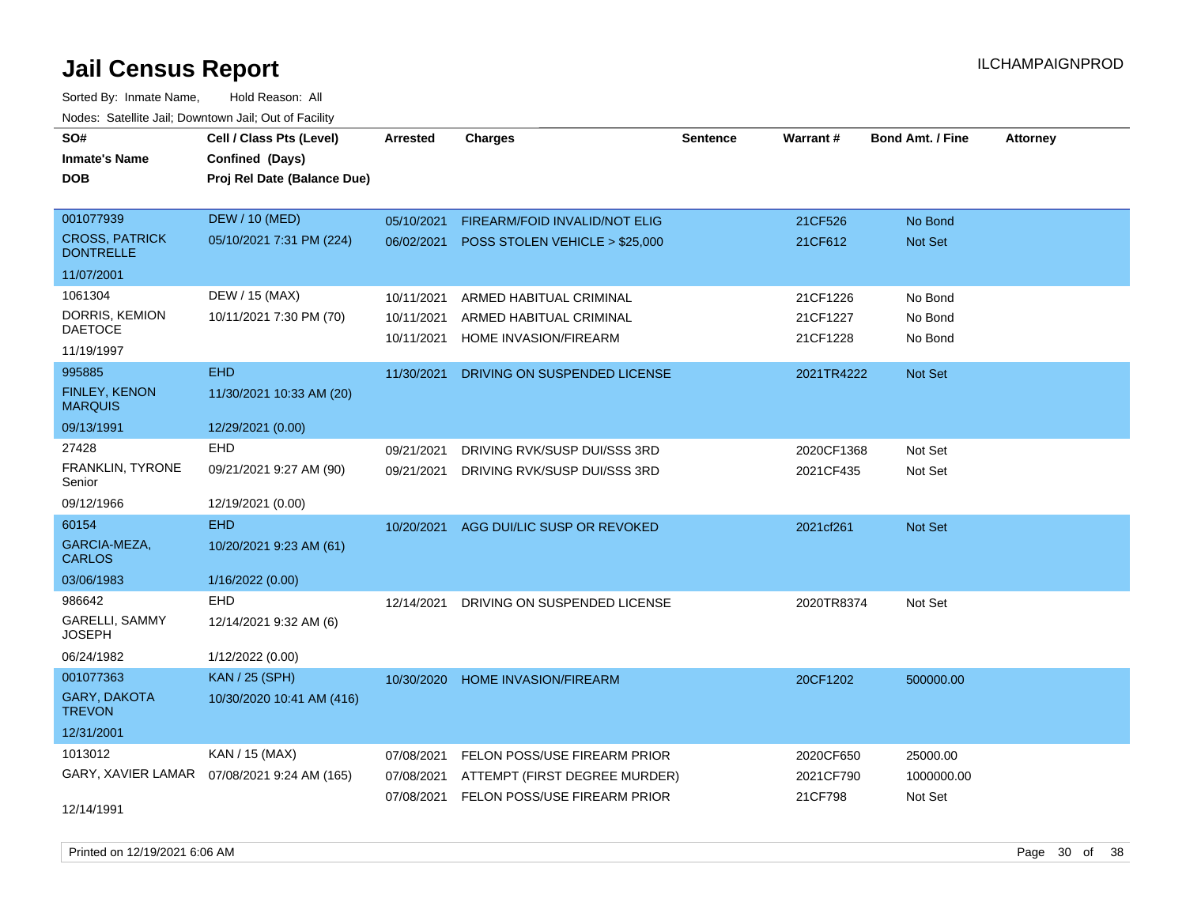# Jail Census Report

ILCHAMPAIGNPROD

Sorted By: Inmate Name, Hold Reason: All

Nodes: Satellite Jail; Downtown Jail; Out of Facility

| SO# / Inmate's Name / DOB | Cell / Class Pts (Level) / Confined (Days) / Proj Rel Date (Balance Due) | Arrested | Charges | Sentence | Warrant # | Bond Amt. / Fine | Attorney |
|---|---|---|---|---|---|---|---|
| 001077939<br>CROSS, PATRICK DONTRELLE<br>11/07/2001 | DEW / 10 (MED)<br>05/10/2021 7:31 PM (224) | 05/10/2021<br>06/02/2021 | FIREARM/FOID INVALID/NOT ELIG<br>POSS STOLEN VEHICLE > $25,000 | | 21CF526<br>21CF612 | No Bond<br>Not Set | |
| 1061304<br>DORRIS, KEMION DAETOCE<br>11/19/1997 | DEW / 15 (MAX)<br>10/11/2021 7:30 PM (70) | 10/11/2021<br>10/11/2021<br>10/11/2021 | ARMED HABITUAL CRIMINAL<br>ARMED HABITUAL CRIMINAL<br>HOME INVASION/FIREARM | | 21CF1226<br>21CF1227<br>21CF1228 | No Bond<br>No Bond<br>No Bond | |
| 995885<br>FINLEY, KENON MARQUIS<br>09/13/1991 | EHD<br>11/30/2021 10:33 AM (20)<br>12/29/2021 (0.00) | 11/30/2021 | DRIVING ON SUSPENDED LICENSE | | 2021TR4222 | Not Set | |
| 27428<br>FRANKLIN, TYRONE Senior<br>09/12/1966 | EHD<br>09/21/2021 9:27 AM (90)<br>12/19/2021 (0.00) | 09/21/2021<br>09/21/2021 | DRIVING RVK/SUSP DUI/SSS 3RD<br>DRIVING RVK/SUSP DUI/SSS 3RD | | 2020CF1368<br>2021CF435 | Not Set<br>Not Set | |
| 60154<br>GARCIA-MEZA, CARLOS<br>03/06/1983 | EHD<br>10/20/2021 9:23 AM (61)<br>1/16/2022 (0.00) | 10/20/2021 | AGG DUI/LIC SUSP OR REVOKED | | 2021cf261 | Not Set | |
| 986642<br>GARELLI, SAMMY JOSEPH<br>06/24/1982 | EHD<br>12/14/2021 9:32 AM (6)<br>1/12/2022 (0.00) | 12/14/2021 | DRIVING ON SUSPENDED LICENSE | | 2020TR8374 | Not Set | |
| 001077363<br>GARY, DAKOTA TREVON<br>12/31/2001 | KAN / 25 (SPH)<br>10/30/2020 10:41 AM (416) | 10/30/2020 | HOME INVASION/FIREARM | | 20CF1202 | 500000.00 | |
| 1013012<br>GARY, XAVIER LAMAR<br>12/14/1991 | KAN / 15 (MAX)<br>07/08/2021 9:24 AM (165) | 07/08/2021<br>07/08/2021<br>07/08/2021 | FELON POSS/USE FIREARM PRIOR<br>ATTEMPT (FIRST DEGREE MURDER)<br>FELON POSS/USE FIREARM PRIOR | | 2020CF650<br>2021CF790<br>21CF798 | 25000.00<br>1000000.00<br>Not Set | |

Printed on 12/19/2021 6:06 AM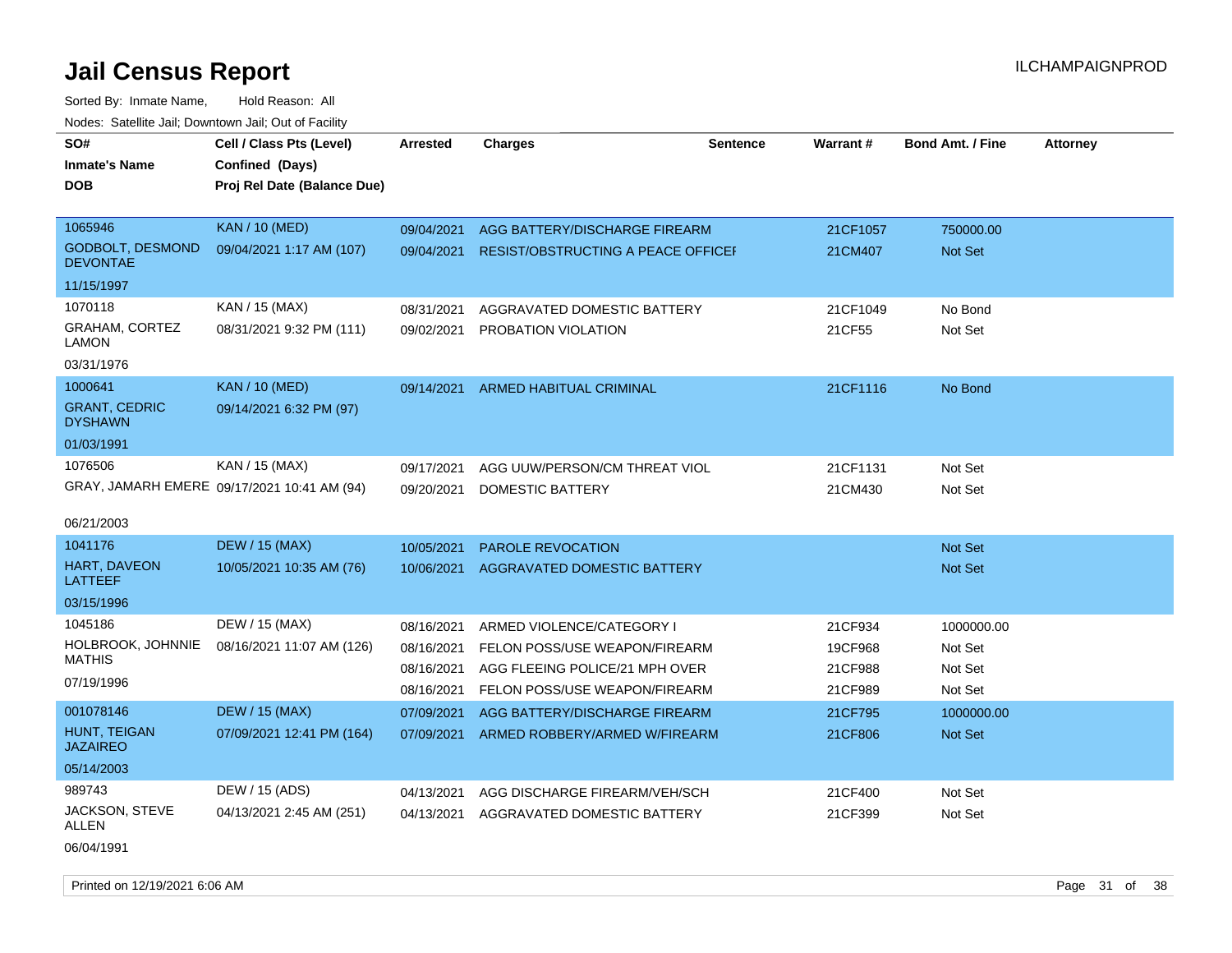# Jail Census Report

ILCHAMPAIGNPROD

Sorted By: Inmate Name, Hold Reason: All

Nodes: Satellite Jail; Downtown Jail; Out of Facility

| SO# / Inmate's Name / DOB | Cell / Class Pts (Level) / Confined (Days) / Proj Rel Date (Balance Due) | Arrested | Charges | Sentence | Warrant # | Bond Amt. / Fine | Attorney |
|---|---|---|---|---|---|---|---|
| 1065946 | KAN / 10 (MED) | 09/04/2021 | AGG BATTERY/DISCHARGE FIREARM | | 21CF1057 | 750000.00 | |
| GODBOLT, DESMOND DEVONTAE | 09/04/2021 1:17 AM (107) | 09/04/2021 | RESIST/OBSTRUCTING A PEACE OFFICER | | 21CM407 | Not Set | |
| 11/15/1997 | | | | | | | |
| 1070118 | KAN / 15 (MAX) | 08/31/2021 | AGGRAVATED DOMESTIC BATTERY | | 21CF1049 | No Bond | |
| GRAHAM, CORTEZ LAMON | 08/31/2021 9:32 PM (111) | 09/02/2021 | PROBATION VIOLATION | | 21CF55 | Not Set | |
| 03/31/1976 | | | | | | | |
| 1000641 | KAN / 10 (MED) | 09/14/2021 | ARMED HABITUAL CRIMINAL | | 21CF1116 | No Bond | |
| GRANT, CEDRIC DYSHAWN | 09/14/2021 6:32 PM (97) | | | | | | |
| 01/03/1991 | | | | | | | |
| 1076506 | KAN / 15 (MAX) | 09/17/2021 | AGG UUW/PERSON/CM THREAT VIOL | | 21CF1131 | Not Set | |
| GRAY, JAMARH EMERE | 09/17/2021 10:41 AM (94) | 09/20/2021 | DOMESTIC BATTERY | | 21CM430 | Not Set | |
| 06/21/2003 | | | | | | | |
| 1041176 | DEW / 15 (MAX) | 10/05/2021 | PAROLE REVOCATION | | | Not Set | |
| HART, DAVEON LATTEEF | 10/05/2021 10:35 AM (76) | 10/06/2021 | AGGRAVATED DOMESTIC BATTERY | | | Not Set | |
| 03/15/1996 | | | | | | | |
| 1045186 | DEW / 15 (MAX) | 08/16/2021 | ARMED VIOLENCE/CATEGORY I | | 21CF934 | 1000000.00 | |
| HOLBROOK, JOHNNIE MATHIS | 08/16/2021 11:07 AM (126) | 08/16/2021 | FELON POSS/USE WEAPON/FIREARM | | 19CF968 | Not Set | |
| 07/19/1996 | | 08/16/2021 | AGG FLEEING POLICE/21 MPH OVER | | 21CF988 | Not Set | |
| | | 08/16/2021 | FELON POSS/USE WEAPON/FIREARM | | 21CF989 | Not Set | |
| 001078146 | DEW / 15 (MAX) | 07/09/2021 | AGG BATTERY/DISCHARGE FIREARM | | 21CF795 | 1000000.00 | |
| HUNT, TEIGAN JAZAIREO | 07/09/2021 12:41 PM (164) | 07/09/2021 | ARMED ROBBERY/ARMED W/FIREARM | | 21CF806 | Not Set | |
| 05/14/2003 | | | | | | | |
| 989743 | DEW / 15 (ADS) | 04/13/2021 | AGG DISCHARGE FIREARM/VEH/SCH | | 21CF400 | Not Set | |
| JACKSON, STEVE ALLEN | 04/13/2021 2:45 AM (251) | 04/13/2021 | AGGRAVATED DOMESTIC BATTERY | | 21CF399 | Not Set | |
| 06/04/1991 | | | | | | | |

Printed on 12/19/2021 6:06 AM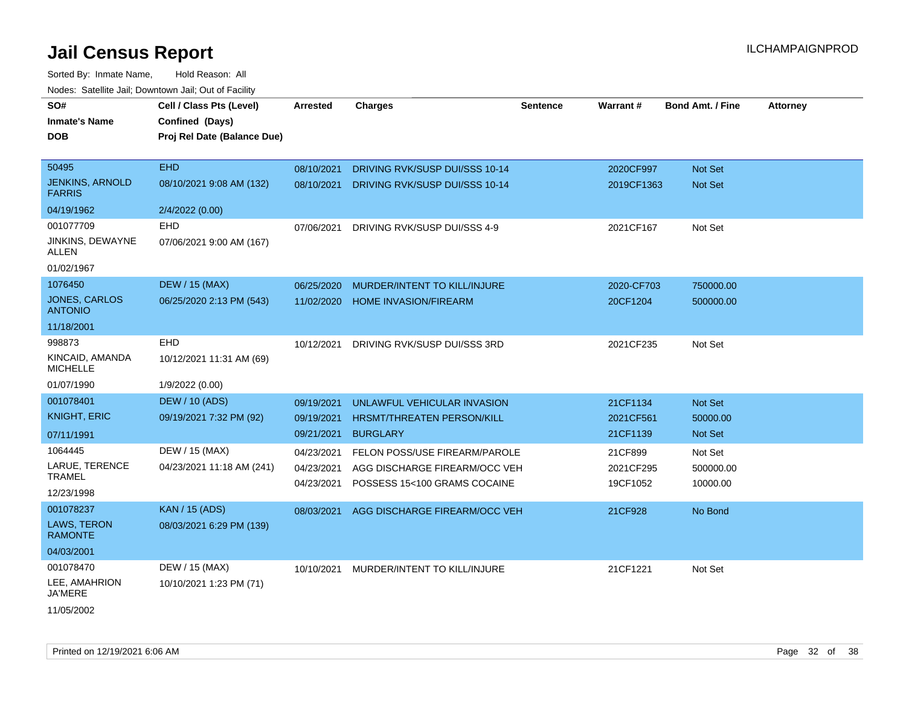# Jail Census Report

ILCHAMPAIGNPROD

Sorted By: Inmate Name, Hold Reason: All

Nodes: Satellite Jail; Downtown Jail; Out of Facility

| SO# / Inmate's Name / DOB | Cell / Class Pts (Level) / Confined (Days) / Proj Rel Date (Balance Due) | Arrested | Charges | Sentence | Warrant # | Bond Amt. / Fine | Attorney |
|---|---|---|---|---|---|---|---|
| 50495<br>JENKINS, ARNOLD FARRIS<br>04/19/1962 | EHD<br>08/10/2021 9:08 AM (132)<br>2/4/2022 (0.00) | 08/10/2021<br>08/10/2021 | DRIVING RVK/SUSP DUI/SSS 10-14<br>DRIVING RVK/SUSP DUI/SSS 10-14 | | 2020CF997<br>2019CF1363 | Not Set<br>Not Set | |
| 001077709<br>JINKINS, DEWAYNE ALLEN<br>01/02/1967 | EHD<br>07/06/2021 9:00 AM (167) | 07/06/2021 | DRIVING RVK/SUSP DUI/SSS 4-9 | | 2021CF167 | Not Set | |
| 1076450<br>JONES, CARLOS ANTONIO<br>11/18/2001 | DEW / 15 (MAX)<br>06/25/2020 2:13 PM (543) | 06/25/2020<br>11/02/2020 | MURDER/INTENT TO KILL/INJURE<br>HOME INVASION/FIREARM | | 2020-CF703<br>20CF1204 | 750000.00<br>500000.00 | |
| 998873<br>KINCAID, AMANDA MICHELLE<br>01/07/1990 | EHD<br>10/12/2021 11:31 AM (69)<br>1/9/2022 (0.00) | 10/12/2021 | DRIVING RVK/SUSP DUI/SSS 3RD | | 2021CF235 | Not Set | |
| 001078401<br>KNIGHT, ERIC<br>07/11/1991 | DEW / 10 (ADS)<br>09/19/2021 7:32 PM (92) | 09/19/2021<br>09/19/2021<br>09/21/2021 | UNLAWFUL VEHICULAR INVASION<br>HRSMT/THREATEN PERSON/KILL<br>BURGLARY | | 21CF1134<br>2021CF561<br>21CF1139 | Not Set<br>50000.00<br>Not Set | |
| 1064445<br>LARUE, TERENCE TRAMEL<br>12/23/1998 | DEW / 15 (MAX)<br>04/23/2021 11:18 AM (241) | 04/23/2021<br>04/23/2021<br>04/23/2021 | FELON POSS/USE FIREARM/PAROLE<br>AGG DISCHARGE FIREARM/OCC VEH<br>POSSESS 15<100 GRAMS COCAINE | | 21CF899<br>2021CF295<br>19CF1052 | Not Set<br>500000.00<br>10000.00 | |
| 001078237<br>LAWS, TERON RAMONTE<br>04/03/2001 | KAN / 15 (ADS)<br>08/03/2021 6:29 PM (139) | 08/03/2021 | AGG DISCHARGE FIREARM/OCC VEH | | 21CF928 | No Bond | |
| 001078470<br>LEE, AMAHRION JA'MERE<br>11/05/2002 | DEW / 15 (MAX)<br>10/10/2021 1:23 PM (71) | 10/10/2021 | MURDER/INTENT TO KILL/INJURE | | 21CF1221 | Not Set | |

Printed on 12/19/2021 6:06 AM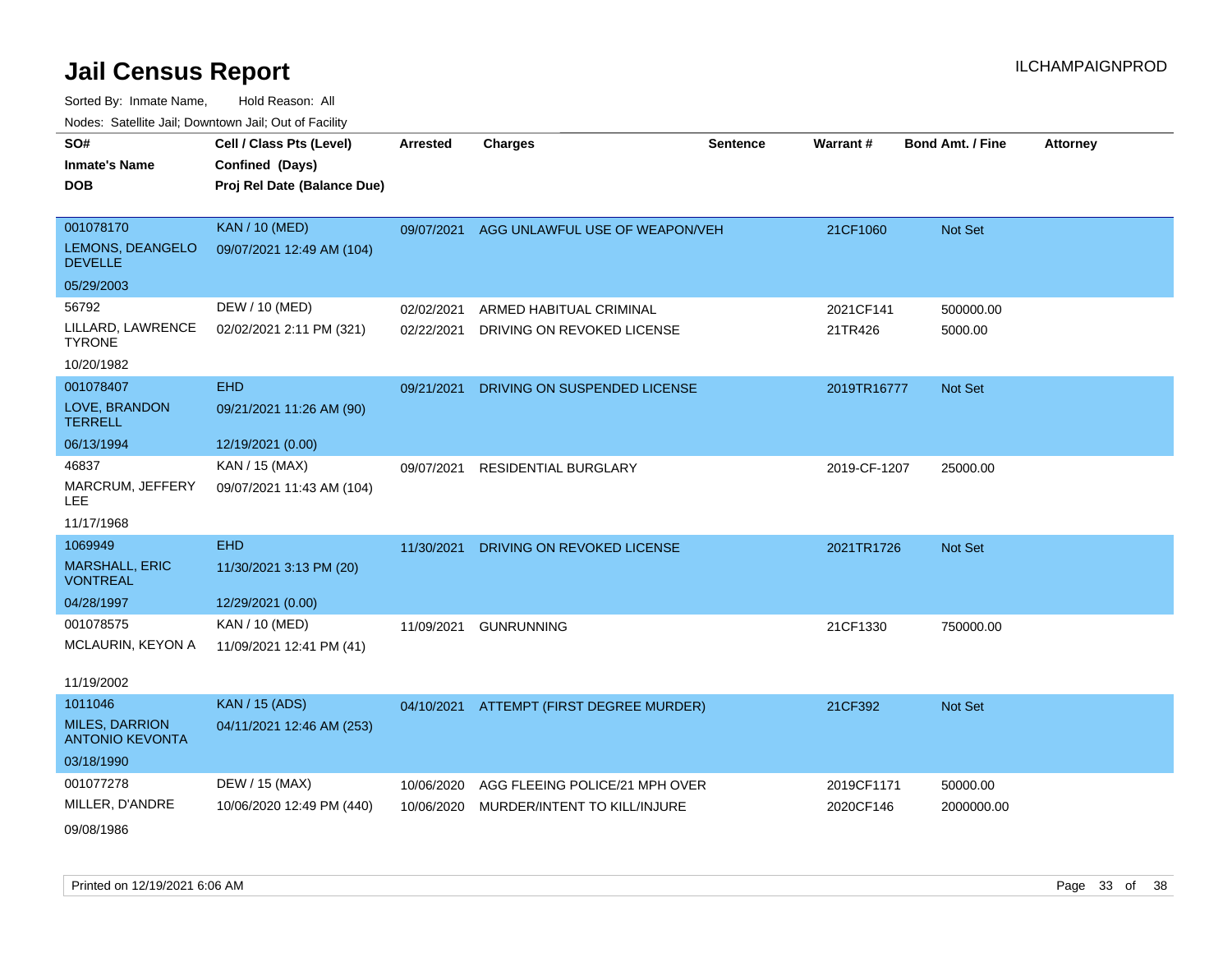# Jail Census Report

Sorted By: Inmate Name,  Hold Reason: All

Nodes: Satellite Jail; Downtown Jail; Out of Facility

| SO# / Inmate's Name / DOB | Cell / Class Pts (Level) / Confined (Days) / Proj Rel Date (Balance Due) | Arrested | Charges | Sentence | Warrant # | Bond Amt. / Fine | Attorney |
|---|---|---|---|---|---|---|---|
| 001078170<br>LEMONS, DEANGELO DEVELLE<br>05/29/2003 | KAN / 10 (MED)<br>09/07/2021 12:49 AM (104) | 09/07/2021 | AGG UNLAWFUL USE OF WEAPON/VEH | | 21CF1060 | Not Set | |
| 56792<br>LILLARD, LAWRENCE TYRONE<br>10/20/1982 | DEW / 10 (MED)<br>02/02/2021 2:11 PM (321) | 02/02/2021 | ARMED HABITUAL CRIMINAL | | 2021CF141 | 500000.00 | |
| | | 02/22/2021 | DRIVING ON REVOKED LICENSE | | 21TR426 | 5000.00 | |
| 001078407<br>LOVE, BRANDON TERRELL<br>06/13/1994 | EHD<br>09/21/2021 11:26 AM (90)<br>12/19/2021 (0.00) | 09/21/2021 | DRIVING ON SUSPENDED LICENSE | | 2019TR16777 | Not Set | |
| 46837<br>MARCRUM, JEFFERY LEE<br>11/17/1968 | KAN / 15 (MAX)<br>09/07/2021 11:43 AM (104) | 09/07/2021 | RESIDENTIAL BURGLARY | | 2019-CF-1207 | 25000.00 | |
| 1069949<br>MARSHALL, ERIC VONTREAL<br>04/28/1997 | EHD<br>11/30/2021 3:13 PM (20)<br>12/29/2021 (0.00) | 11/30/2021 | DRIVING ON REVOKED LICENSE | | 2021TR1726 | Not Set | |
| 001078575<br>MCLAURIN, KEYON A<br>11/19/2002 | KAN / 10 (MED)<br>11/09/2021 12:41 PM (41) | 11/09/2021 | GUNRUNNING | | 21CF1330 | 750000.00 | |
| 1011046<br>MILES, DARRION ANTONIO KEVONTA<br>03/18/1990 | KAN / 15 (ADS)<br>04/11/2021 12:46 AM (253) | 04/10/2021 | ATTEMPT (FIRST DEGREE MURDER) | | 21CF392 | Not Set | |
| 001077278<br>MILLER, D'ANDRE<br>09/08/1986 | DEW / 15 (MAX)<br>10/06/2020 12:49 PM (440) | 10/06/2020 | AGG FLEEING POLICE/21 MPH OVER | | 2019CF1171 | 50000.00 | |
| | | 10/06/2020 | MURDER/INTENT TO KILL/INJURE | | 2020CF146 | 2000000.00 | |

Printed on 12/19/2021 6:06 AM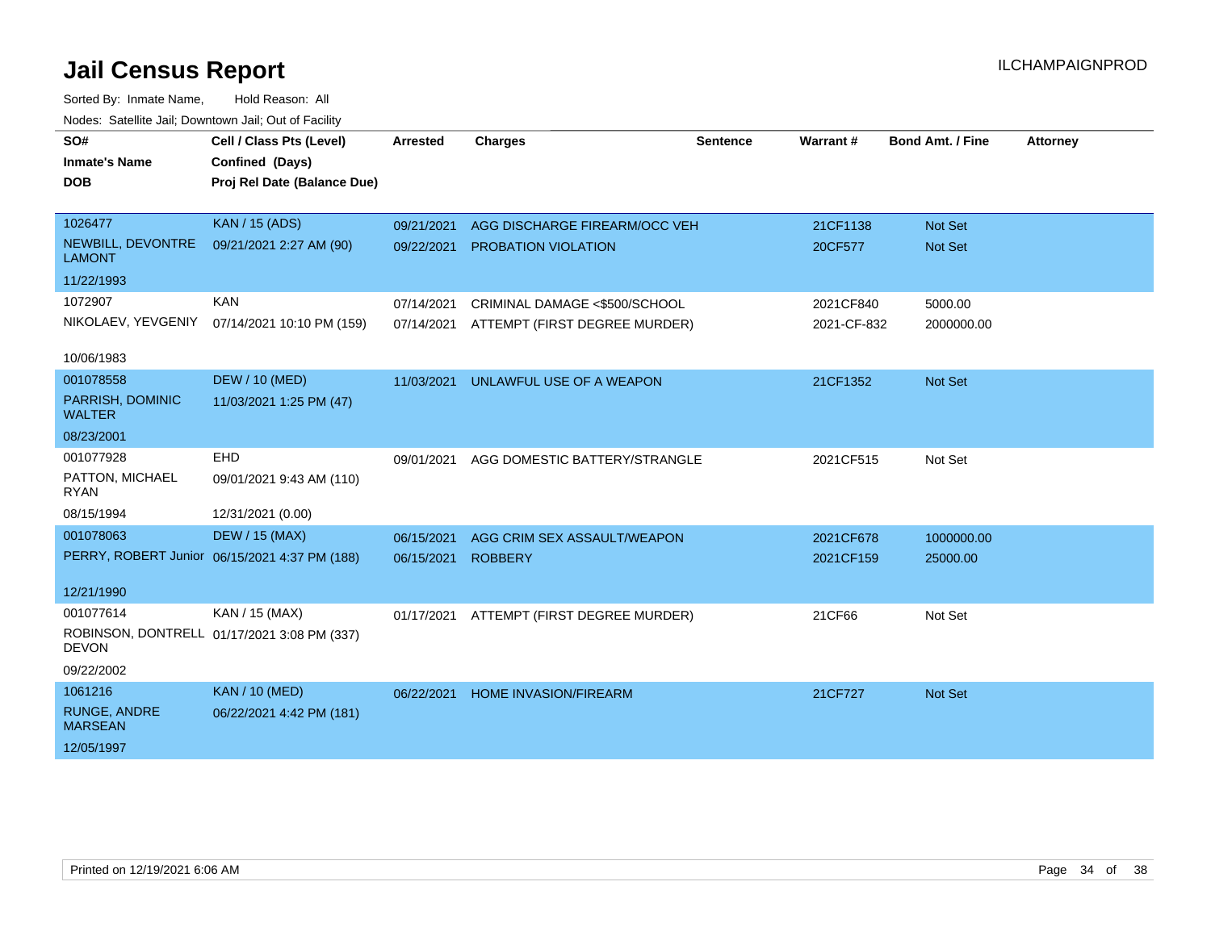# Jail Census Report

ILCHAMPAIGNPROD

Sorted By: Inmate Name, Hold Reason: All

Nodes: Satellite Jail; Downtown Jail; Out of Facility

| SO# / Inmate's Name / DOB | Cell / Class Pts (Level) / Confined (Days) / Proj Rel Date (Balance Due) | Arrested | Charges | Sentence | Warrant # | Bond Amt. / Fine | Attorney |
|---|---|---|---|---|---|---|---|
| 1026477<br>NEWBILL, DEVONTRE LAMONT<br>11/22/1993 | KAN / 15 (ADS)<br>09/21/2021 2:27 AM (90) | 09/21/2021<br>09/22/2021 | AGG DISCHARGE FIREARM/OCC VEH<br>PROBATION VIOLATION | | 21CF1138<br>20CF577 | Not Set<br>Not Set | |
| 1072907<br>NIKOLAEV, YEVGENIY<br>10/06/1983 | KAN<br>07/14/2021 10:10 PM (159) | 07/14/2021<br>07/14/2021 | CRIMINAL DAMAGE <$500/SCHOOL<br>ATTEMPT (FIRST DEGREE MURDER) | | 2021CF840<br>2021-CF-832 | 5000.00<br>2000000.00 | |
| 001078558<br>PARRISH, DOMINIC WALTER<br>08/23/2001 | DEW / 10 (MED)<br>11/03/2021 1:25 PM (47) | 11/03/2021 | UNLAWFUL USE OF A WEAPON | | 21CF1352 | Not Set | |
| 001077928<br>PATTON, MICHAEL RYAN<br>08/15/1994 | EHD<br>09/01/2021 9:43 AM (110)<br>12/31/2021 (0.00) | 09/01/2021 | AGG DOMESTIC BATTERY/STRANGLE | | 2021CF515 | Not Set | |
| 001078063<br>PERRY, ROBERT Junior<br>12/21/1990 | DEW / 15 (MAX)<br>06/15/2021 4:37 PM (188) | 06/15/2021<br>06/15/2021 | AGG CRIM SEX ASSAULT/WEAPON<br>ROBBERY | | 2021CF678<br>2021CF159 | 1000000.00<br>25000.00 | |
| 001077614<br>ROBINSON, DONTRELL DEVON<br>09/22/2002 | KAN / 15 (MAX)<br>01/17/2021 3:08 PM (337) | 01/17/2021 | ATTEMPT (FIRST DEGREE MURDER) | | 21CF66 | Not Set | |
| 1061216<br>RUNGE, ANDRE MARSEAN<br>12/05/1997 | KAN / 10 (MED)<br>06/22/2021 4:42 PM (181) | 06/22/2021 | HOME INVASION/FIREARM | | 21CF727 | Not Set | |

Printed on 12/19/2021 6:06 AM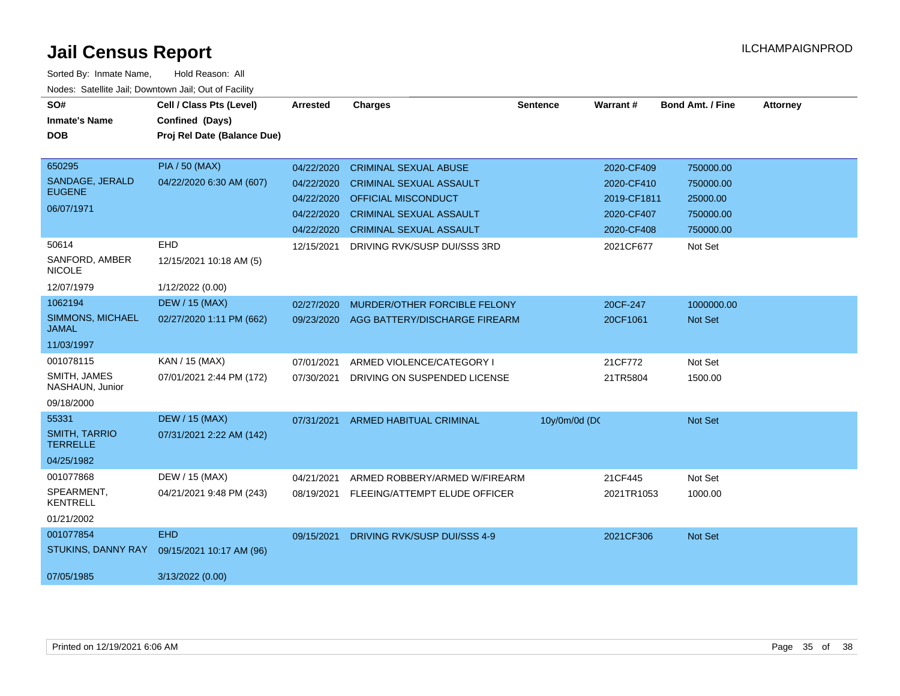# Jail Census Report

ILCHAMPAIGNPROD

Sorted By: Inmate Name, Hold Reason: All

Nodes: Satellite Jail; Downtown Jail; Out of Facility

| SO# / Inmate's Name / DOB | Cell / Class Pts (Level) / Confined (Days) / Proj Rel Date (Balance Due) | Arrested | Charges | Sentence | Warrant # | Bond Amt. / Fine | Attorney |
|---|---|---|---|---|---|---|---|
| 650295 SANDAGE, JERALD EUGENE 06/07/1971 | PIA / 50 (MAX) 04/22/2020 6:30 AM (607) | 04/22/2020 | CRIMINAL SEXUAL ABUSE | | 2020-CF409 | 750000.00 | |
| | | 04/22/2020 | CRIMINAL SEXUAL ASSAULT | | 2020-CF410 | 750000.00 | |
| | | 04/22/2020 | OFFICIAL MISCONDUCT | | 2019-CF1811 | 25000.00 | |
| | | 04/22/2020 | CRIMINAL SEXUAL ASSAULT | | 2020-CF407 | 750000.00 | |
| | | 04/22/2020 | CRIMINAL SEXUAL ASSAULT | | 2020-CF408 | 750000.00 | |
| 50614 SANFORD, AMBER NICOLE 12/07/1979 | EHD 12/15/2021 10:18 AM (5) 1/12/2022 (0.00) | 12/15/2021 | DRIVING RVK/SUSP DUI/SSS 3RD | | 2021CF677 | Not Set | |
| 1062194 SIMMONS, MICHAEL JAMAL 11/03/1997 | DEW / 15 (MAX) 02/27/2020 1:11 PM (662) | 02/27/2020 | MURDER/OTHER FORCIBLE FELONY | | 20CF-247 | 1000000.00 | |
| | | 09/23/2020 | AGG BATTERY/DISCHARGE FIREARM | | 20CF1061 | Not Set | |
| 001078115 SMITH, JAMES NASHAUN, Junior 09/18/2000 | KAN / 15 (MAX) 07/01/2021 2:44 PM (172) | 07/01/2021 | ARMED VIOLENCE/CATEGORY I | | 21CF772 | Not Set | |
| | | 07/30/2021 | DRIVING ON SUSPENDED LICENSE | | 21TR5804 | 1500.00 | |
| 55331 SMITH, TARRIO TERRELLE 04/25/1982 | DEW / 15 (MAX) 07/31/2021 2:22 AM (142) | 07/31/2021 | ARMED HABITUAL CRIMINAL | 10y/0m/0d (DC | | Not Set | |
| 001077868 SPEARMENT, KENTRELL 01/21/2002 | DEW / 15 (MAX) 04/21/2021 9:48 PM (243) | 04/21/2021 | ARMED ROBBERY/ARMED W/FIREARM | | 21CF445 | Not Set | |
| | | 08/19/2021 | FLEEING/ATTEMPT ELUDE OFFICER | | 2021TR1053 | 1000.00 | |
| 001077854 STUKINS, DANNY RAY 07/05/1985 | EHD 09/15/2021 10:17 AM (96) 3/13/2022 (0.00) | 09/15/2021 | DRIVING RVK/SUSP DUI/SSS 4-9 | | 2021CF306 | Not Set | |

Printed on 12/19/2021 6:06 AM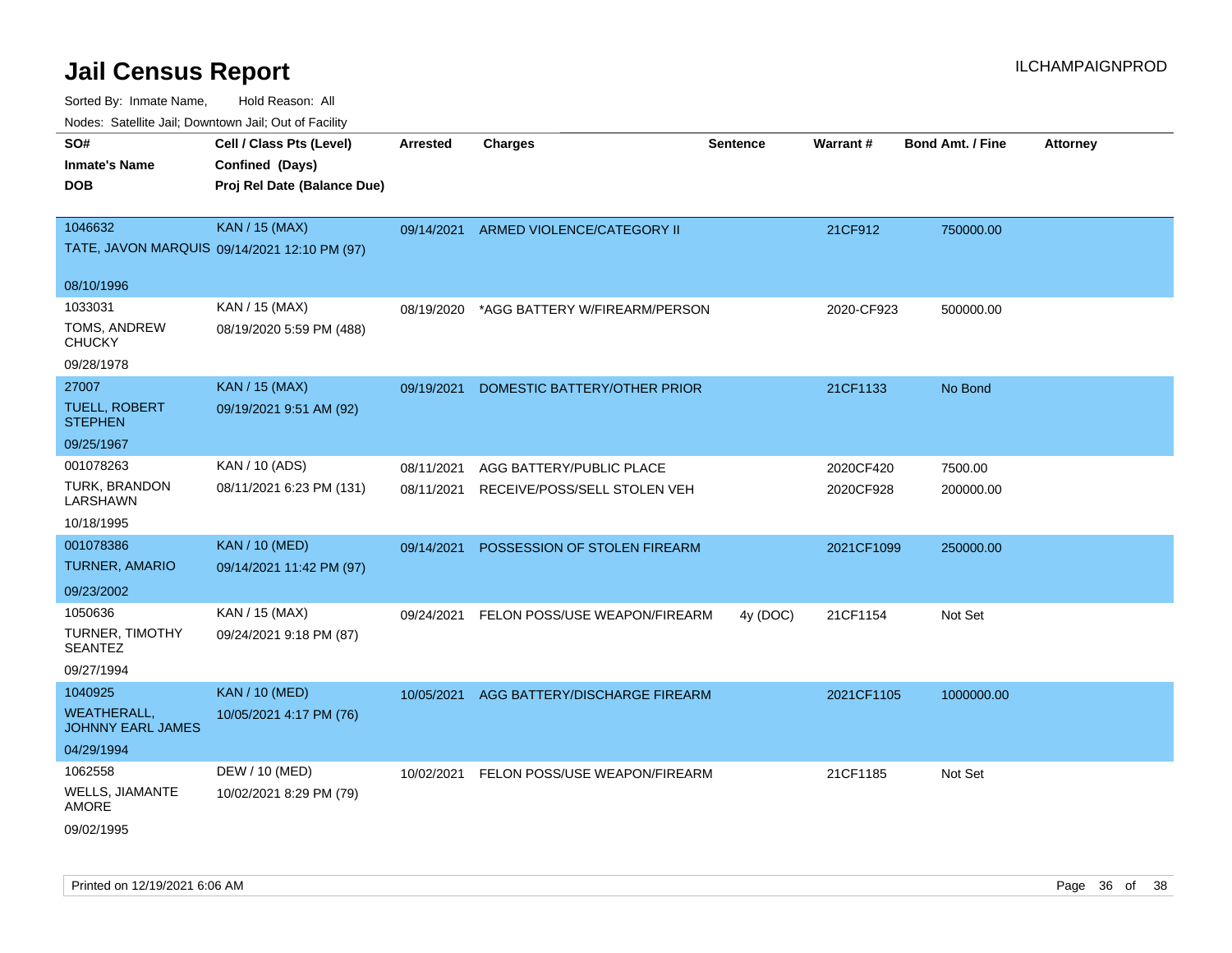# Jail Census Report

ILCHAMPAIGNPROD

Sorted By: Inmate Name, Hold Reason: All

Nodes: Satellite Jail; Downtown Jail; Out of Facility

| SO#<br>Inmate's Name<br>DOB | Cell / Class Pts (Level)<br>Confined (Days)<br>Proj Rel Date (Balance Due) | Arrested | Charges | Sentence | Warrant # | Bond Amt. / Fine | Attorney |
|---|---|---|---|---|---|---|---|
| 1046632<br>TATE, JAVON MARQUIS<br>08/10/1996 | KAN / 15 (MAX)<br>09/14/2021 12:10 PM (97) | 09/14/2021 | ARMED VIOLENCE/CATEGORY II | | 21CF912 | 750000.00 | |
| 1033031<br>TOMS, ANDREW CHUCKY<br>09/28/1978 | KAN / 15 (MAX)<br>08/19/2020 5:59 PM (488) | 08/19/2020 | *AGG BATTERY W/FIREARM/PERSON | | 2020-CF923 | 500000.00 | |
| 27007<br>TUELL, ROBERT STEPHEN<br>09/25/1967 | KAN / 15 (MAX)<br>09/19/2021 9:51 AM (92) | 09/19/2021 | DOMESTIC BATTERY/OTHER PRIOR | | 21CF1133 | No Bond | |
| 001078263<br>TURK, BRANDON LARSHAWN<br>10/18/1995 | KAN / 10 (ADS)<br>08/11/2021 6:23 PM (131) | 08/11/2021<br>08/11/2021 | AGG BATTERY/PUBLIC PLACE<br>RECEIVE/POSS/SELL STOLEN VEH | | 2020CF420<br>2020CF928 | 7500.00<br>200000.00 | |
| 001078386<br>TURNER, AMARIO<br>09/23/2002 | KAN / 10 (MED)<br>09/14/2021 11:42 PM (97) | 09/14/2021 | POSSESSION OF STOLEN FIREARM | | 2021CF1099 | 250000.00 | |
| 1050636<br>TURNER, TIMOTHY SEANTEZ<br>09/27/1994 | KAN / 15 (MAX)<br>09/24/2021 9:18 PM (87) | 09/24/2021 | FELON POSS/USE WEAPON/FIREARM | 4y (DOC) | 21CF1154 | Not Set | |
| 1040925<br>WEATHERALL, JOHNNY EARL JAMES<br>04/29/1994 | KAN / 10 (MED)<br>10/05/2021 4:17 PM (76) | 10/05/2021 | AGG BATTERY/DISCHARGE FIREARM | | 2021CF1105 | 1000000.00 | |
| 1062558<br>WELLS, JIAMANTE AMORE<br>09/02/1995 | DEW / 10 (MED)<br>10/02/2021 8:29 PM (79) | 10/02/2021 | FELON POSS/USE WEAPON/FIREARM | | 21CF1185 | Not Set | |

Printed on 12/19/2021 6:06 AM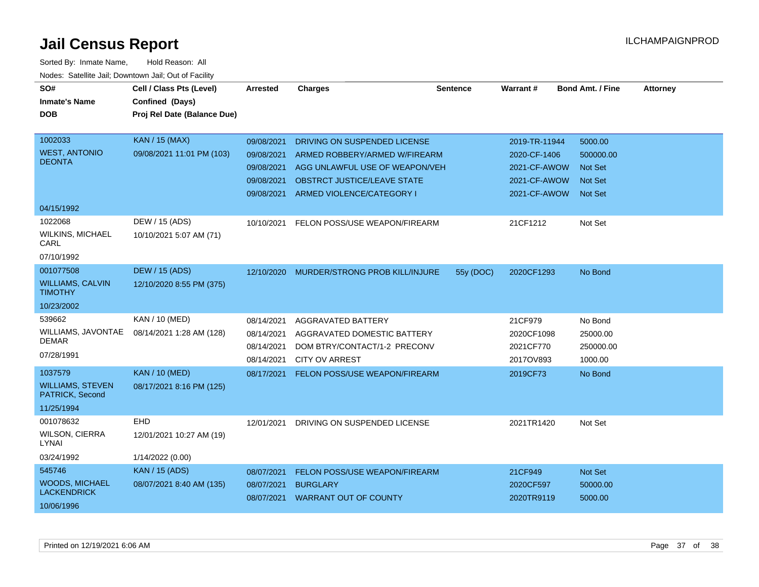# Jail Census Report

ILCHAMPAIGNPROD

Sorted By: Inmate Name, Hold Reason: All

Nodes: Satellite Jail; Downtown Jail; Out of Facility

| SO# / Inmate's Name / DOB | Cell / Class Pts (Level) / Confined (Days) / Proj Rel Date (Balance Due) | Arrested | Charges | Sentence | Warrant # | Bond Amt. / Fine | Attorney |
|---|---|---|---|---|---|---|---|
| 1002033 WEST, ANTONIO DEONTA 04/15/1992 | KAN / 15 (MAX) 09/08/2021 11:01 PM (103) | 09/08/2021 | DRIVING ON SUSPENDED LICENSE | | 2019-TR-11944 | 5000.00 | |
| | | 09/08/2021 | ARMED ROBBERY/ARMED W/FIREARM | | 2020-CF-1406 | 500000.00 | |
| | | 09/08/2021 | AGG UNLAWFUL USE OF WEAPON/VEH | | 2021-CF-AWOW | Not Set | |
| | | 09/08/2021 | OBSTRCT JUSTICE/LEAVE STATE | | 2021-CF-AWOW | Not Set | |
| | | 09/08/2021 | ARMED VIOLENCE/CATEGORY I | | 2021-CF-AWOW | Not Set | |
| 1022068 WILKINS, MICHAEL CARL 07/10/1992 | DEW / 15 (ADS) 10/10/2021 5:07 AM (71) | 10/10/2021 | FELON POSS/USE WEAPON/FIREARM | | 21CF1212 | Not Set | |
| 001077508 WILLIAMS, CALVIN TIMOTHY 10/23/2002 | DEW / 15 (ADS) 12/10/2020 8:55 PM (375) | 12/10/2020 | MURDER/STRONG PROB KILL/INJURE | 55y (DOC) | 2020CF1293 | No Bond | |
| 539662 WILLIAMS, JAVONTAE DEMAR 07/28/1991 | KAN / 10 (MED) 08/14/2021 1:28 AM (128) | 08/14/2021 | AGGRAVATED BATTERY | | 21CF979 | No Bond | |
| | | 08/14/2021 | AGGRAVATED DOMESTIC BATTERY | | 2020CF1098 | 25000.00 | |
| | | 08/14/2021 | DOM BTRY/CONTACT/1-2 PRECONV | | 2021CF770 | 250000.00 | |
| | | 08/14/2021 | CITY OV ARREST | | 2017OV893 | 1000.00 | |
| 1037579 WILLIAMS, STEVEN PATRICK, Second 11/25/1994 | KAN / 10 (MED) 08/17/2021 8:16 PM (125) | 08/17/2021 | FELON POSS/USE WEAPON/FIREARM | | 2019CF73 | No Bond | |
| 001078632 WILSON, CIERRA LYNAI 03/24/1992 | EHD 12/01/2021 10:27 AM (19) 1/14/2022 (0.00) | 12/01/2021 | DRIVING ON SUSPENDED LICENSE | | 2021TR1420 | Not Set | |
| 545746 WOODS, MICHAEL LACKENDRICK 10/06/1996 | KAN / 15 (ADS) 08/07/2021 8:40 AM (135) | 08/07/2021 | FELON POSS/USE WEAPON/FIREARM | | 21CF949 | Not Set | |
| | | 08/07/2021 | BURGLARY | | 2020CF597 | 50000.00 | |
| | | 08/07/2021 | WARRANT OUT OF COUNTY | | 2020TR9119 | 5000.00 | |

Printed on 12/19/2021 6:06 AM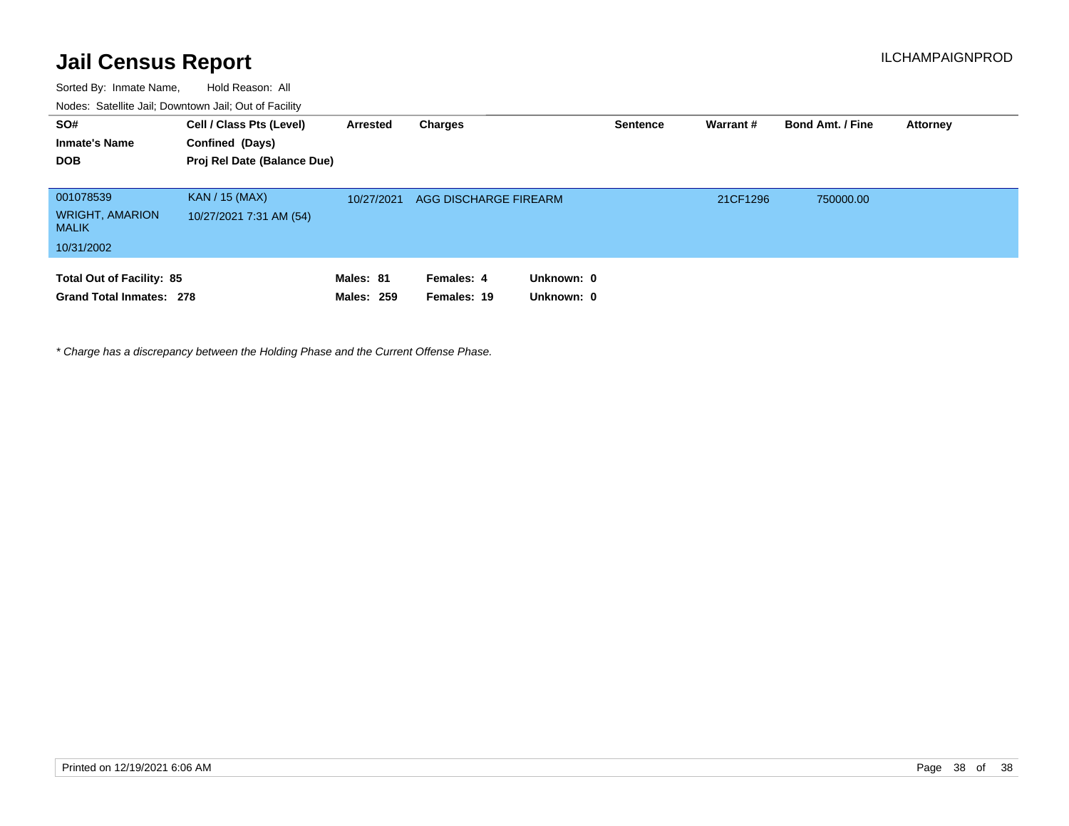# Jail Census Report

ILCHAMPAIGNPROD

Sorted By: Inmate Name, Hold Reason: All

Nodes: Satellite Jail; Downtown Jail; Out of Facility

| SO# / Inmate's Name / DOB | Cell / Class Pts (Level) / Confined (Days) / Proj Rel Date (Balance Due) | Arrested | Charges | Sentence | Warrant # | Bond Amt. / Fine | Attorney |
|---|---|---|---|---|---|---|---|
| 001078539<br>WRIGHT, AMARION MALIK<br>10/31/2002 | KAN / 15 (MAX)<br>10/27/2021 7:31 AM (54) | 10/27/2021 | AGG DISCHARGE FIREARM | | 21CF1296 | 750000.00 | |

| | | | |
|---|---|---|---|
| **Total Out of Facility: 85** | **Males: 81** | **Females: 4** | **Unknown: 0** |
| **Grand Total Inmates: 278** | **Males: 259** | **Females: 19** | **Unknown: 0** |

*\* Charge has a discrepancy between the Holding Phase and the Current Offense Phase.*

Printed on 12/19/2021 6:06 AM